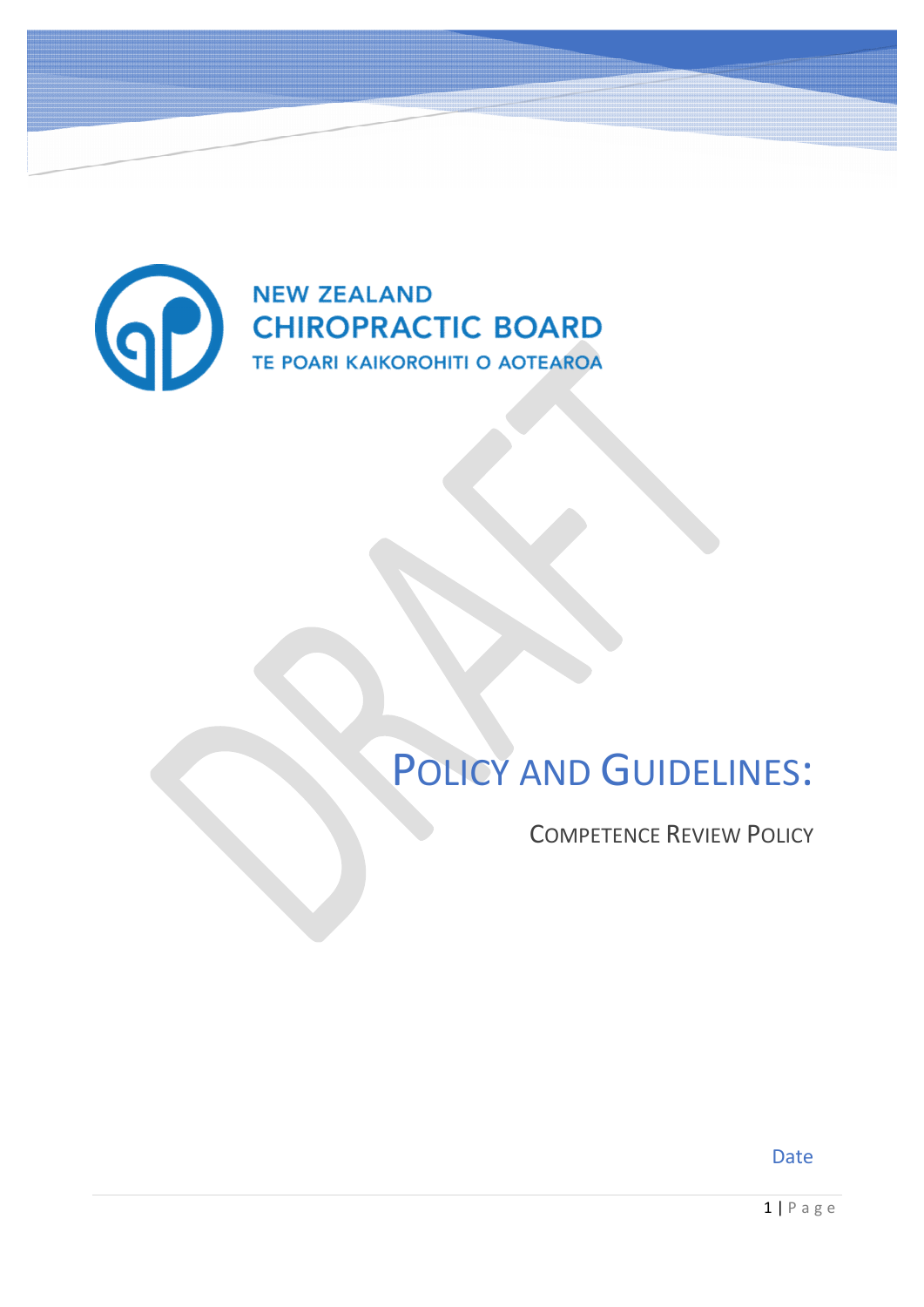NEW ZEALAND
CHIROPRACTIC BOARD
TE POARI KAIKOROHITI O AOTEAROA

DRAFT

# Policy and Guidelines:

## Competence Review Policy

Date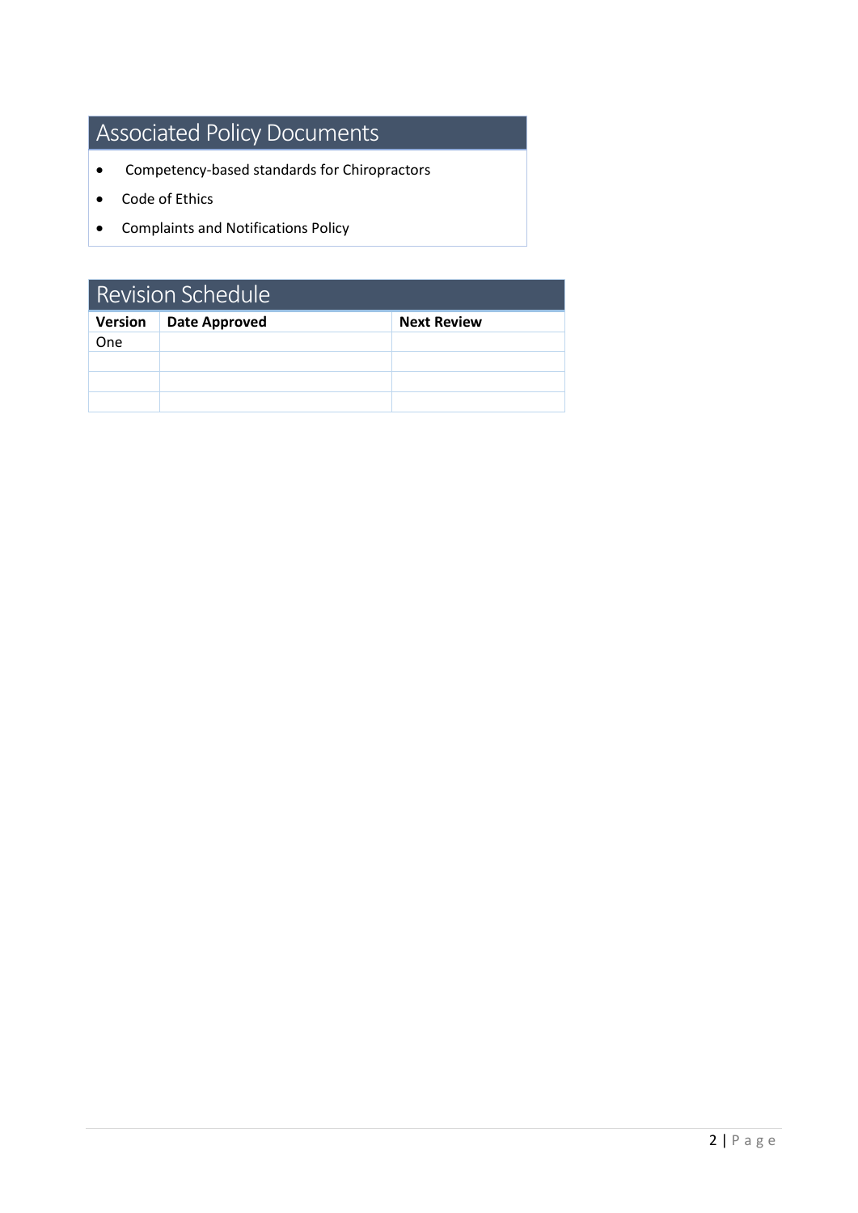## Associated Policy Documents

- Competency-based standards for Chiropractors
- Code of Ethics
- Complaints and Notifications Policy

## Revision Schedule

| Version | Date Approved | Next Review |
|---|---|---|
| One | | |
| | | |
| | | |
| | | |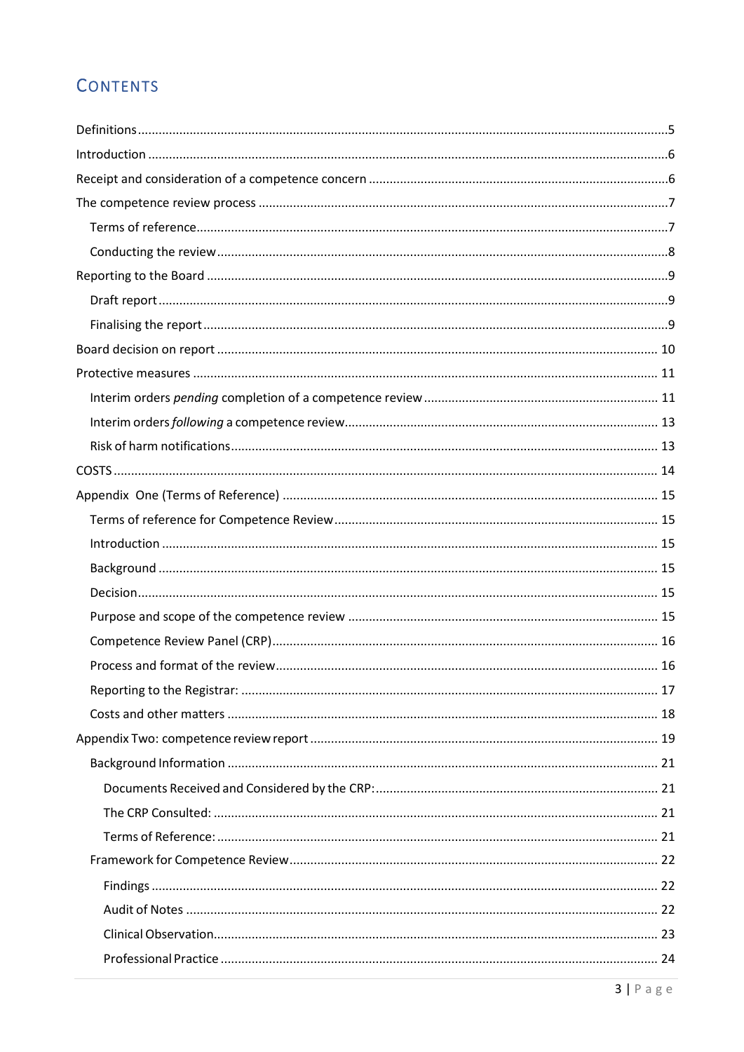# CONTENTS

- Definitions ... 5
- Introduction ... 6
- Receipt and consideration of a competence concern ... 6
- The competence review process ... 7
  - Terms of reference ... 7
  - Conducting the review ... 8
- Reporting to the Board ... 9
  - Draft report ... 9
  - Finalising the report ... 9
- Board decision on report ... 10
- Protective measures ... 11
  - Interim orders *pending* completion of a competence review ... 11
  - Interim orders *following* a competence review ... 13
  - Risk of harm notifications ... 13
- COSTS ... 14
- Appendix One (Terms of Reference) ... 15
  - Terms of reference for Competence Review ... 15
  - Introduction ... 15
  - Background ... 15
  - Decision ... 15
  - Purpose and scope of the competence review ... 15
  - Competence Review Panel (CRP) ... 16
  - Process and format of the review ... 16
  - Reporting to the Registrar: ... 17
  - Costs and other matters ... 18
- Appendix Two: competence review report ... 19
  - Background Information ... 21
    - Documents Received and Considered by the CRP: ... 21
    - The CRP Consulted: ... 21
    - Terms of Reference: ... 21
  - Framework for Competence Review ... 22
    - Findings ... 22
    - Audit of Notes ... 22
    - Clinical Observation ... 23
    - Professional Practice ... 24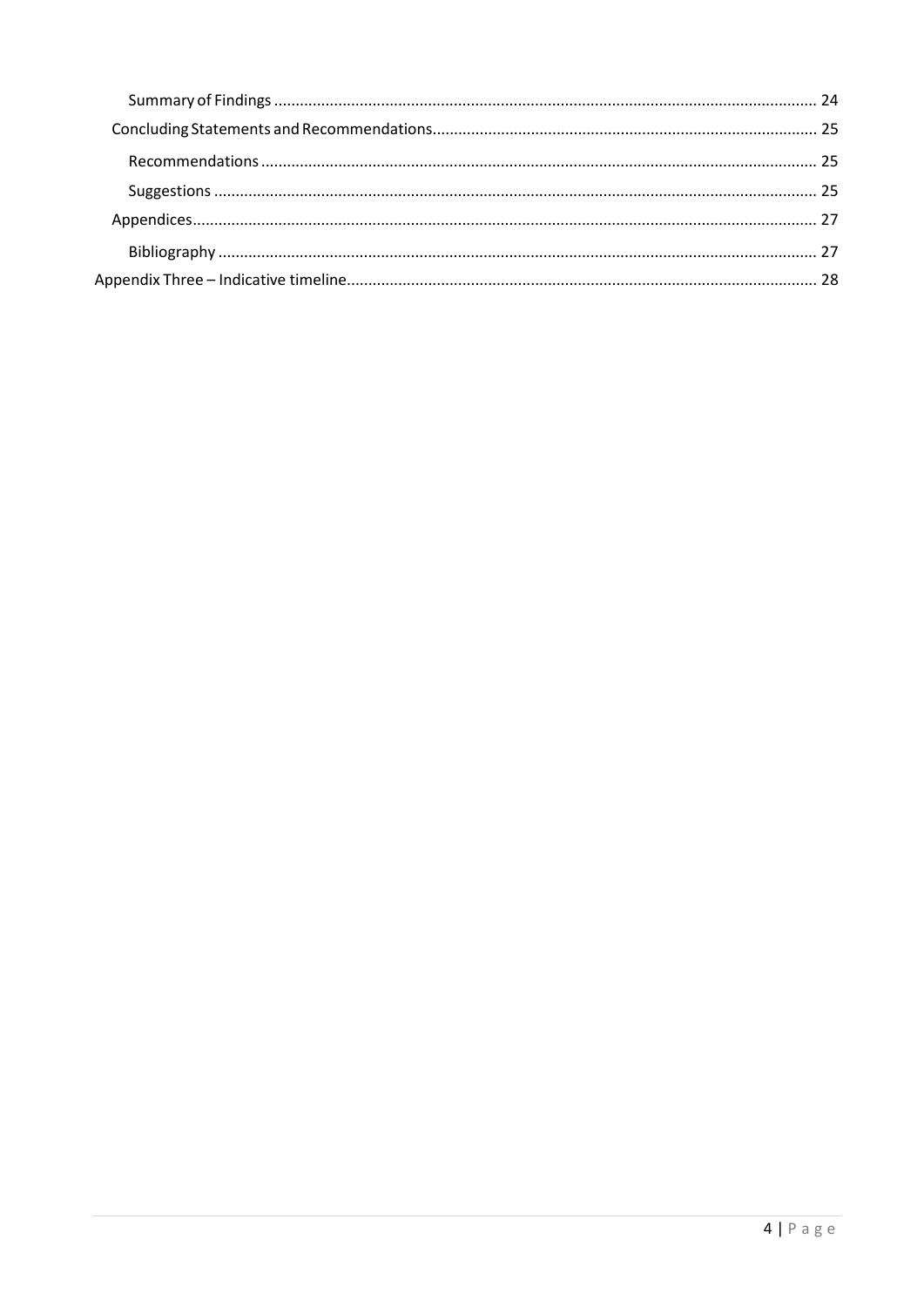Summary of Findings ........................................................................................................................... 24

Concluding Statements and Recommendations........................................................................................ 25

Recommendations ............................................................................................................................... 25

Suggestions .......................................................................................................................................... 25

Appendices.................................................................................................................................................. 27

Bibliography .......................................................................................................................................... 27

Appendix Three – Indicative timeline............................................................................................................ 28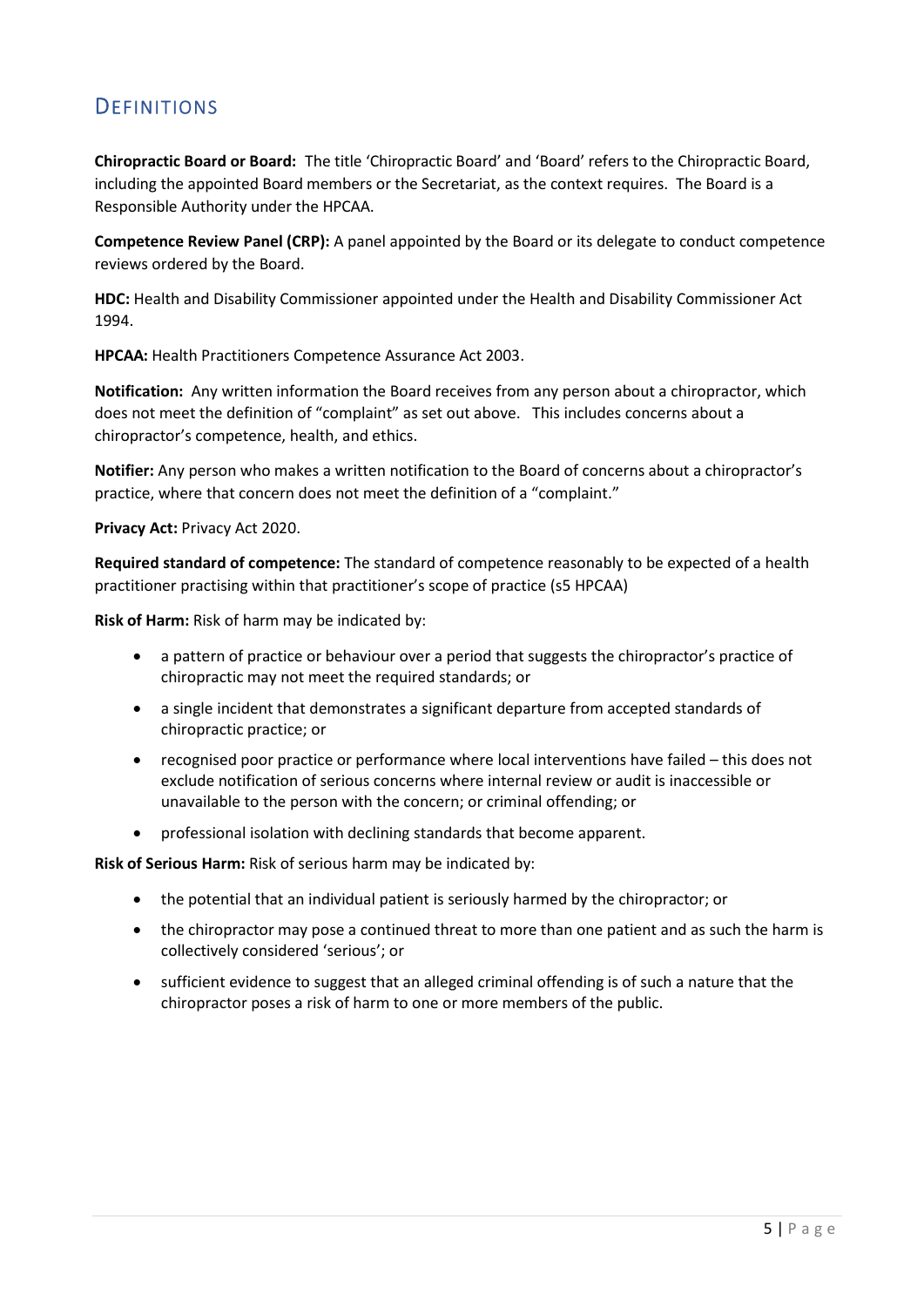## Definitions

**Chiropractic Board or Board:** The title 'Chiropractic Board' and 'Board' refers to the Chiropractic Board, including the appointed Board members or the Secretariat, as the context requires. The Board is a Responsible Authority under the HPCAA.

**Competence Review Panel (CRP):** A panel appointed by the Board or its delegate to conduct competence reviews ordered by the Board.

**HDC:** Health and Disability Commissioner appointed under the Health and Disability Commissioner Act 1994.

**HPCAA:** Health Practitioners Competence Assurance Act 2003.

**Notification:** Any written information the Board receives from any person about a chiropractor, which does not meet the definition of "complaint" as set out above. This includes concerns about a chiropractor's competence, health, and ethics.

**Notifier:** Any person who makes a written notification to the Board of concerns about a chiropractor's practice, where that concern does not meet the definition of a "complaint."

**Privacy Act:** Privacy Act 2020.

**Required standard of competence:** The standard of competence reasonably to be expected of a health practitioner practising within that practitioner's scope of practice (s5 HPCAA)

**Risk of Harm:** Risk of harm may be indicated by:

- a pattern of practice or behaviour over a period that suggests the chiropractor's practice of chiropractic may not meet the required standards; or
- a single incident that demonstrates a significant departure from accepted standards of chiropractic practice; or
- recognised poor practice or performance where local interventions have failed – this does not exclude notification of serious concerns where internal review or audit is inaccessible or unavailable to the person with the concern; or criminal offending; or
- professional isolation with declining standards that become apparent.

**Risk of Serious Harm:** Risk of serious harm may be indicated by:

- the potential that an individual patient is seriously harmed by the chiropractor; or
- the chiropractor may pose a continued threat to more than one patient and as such the harm is collectively considered 'serious'; or
- sufficient evidence to suggest that an alleged criminal offending is of such a nature that the chiropractor poses a risk of harm to one or more members of the public.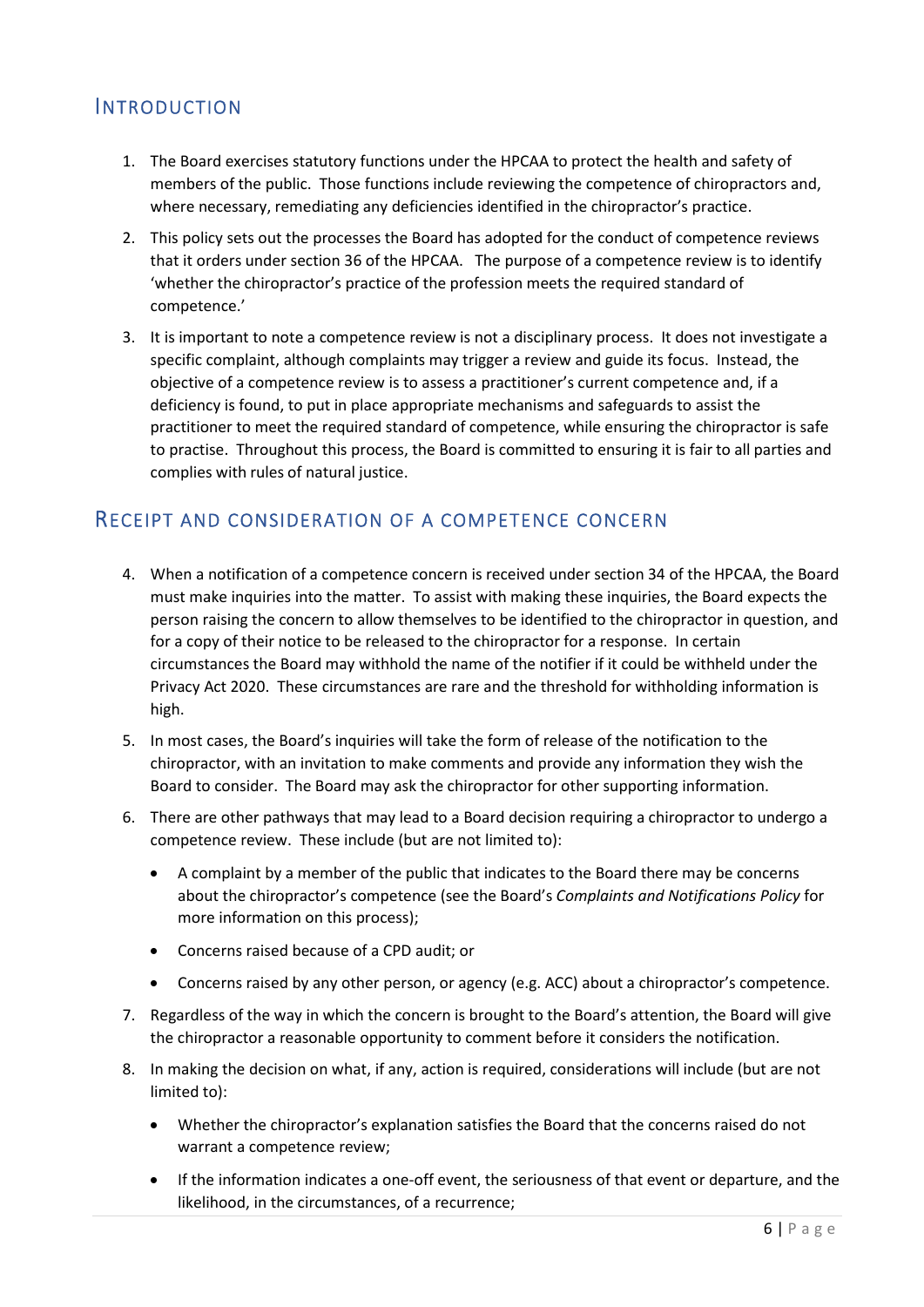## Introduction

1. The Board exercises statutory functions under the HPCAA to protect the health and safety of members of the public. Those functions include reviewing the competence of chiropractors and, where necessary, remediating any deficiencies identified in the chiropractor's practice.

2. This policy sets out the processes the Board has adopted for the conduct of competence reviews that it orders under section 36 of the HPCAA. The purpose of a competence review is to identify 'whether the chiropractor's practice of the profession meets the required standard of competence.'

3. It is important to note a competence review is not a disciplinary process. It does not investigate a specific complaint, although complaints may trigger a review and guide its focus. Instead, the objective of a competence review is to assess a practitioner's current competence and, if a deficiency is found, to put in place appropriate mechanisms and safeguards to assist the practitioner to meet the required standard of competence, while ensuring the chiropractor is safe to practise. Throughout this process, the Board is committed to ensuring it is fair to all parties and complies with rules of natural justice.

## Receipt and Consideration of a Competence Concern

4. When a notification of a competence concern is received under section 34 of the HPCAA, the Board must make inquiries into the matter. To assist with making these inquiries, the Board expects the person raising the concern to allow themselves to be identified to the chiropractor in question, and for a copy of their notice to be released to the chiropractor for a response. In certain circumstances the Board may withhold the name of the notifier if it could be withheld under the Privacy Act 2020. These circumstances are rare and the threshold for withholding information is high.

5. In most cases, the Board's inquiries will take the form of release of the notification to the chiropractor, with an invitation to make comments and provide any information they wish the Board to consider. The Board may ask the chiropractor for other supporting information.

6. There are other pathways that may lead to a Board decision requiring a chiropractor to undergo a competence review. These include (but are not limited to):

   - A complaint by a member of the public that indicates to the Board there may be concerns about the chiropractor's competence (see the Board's *Complaints and Notifications Policy* for more information on this process);
   - Concerns raised because of a CPD audit; or
   - Concerns raised by any other person, or agency (e.g. ACC) about a chiropractor's competence.

7. Regardless of the way in which the concern is brought to the Board's attention, the Board will give the chiropractor a reasonable opportunity to comment before it considers the notification.

8. In making the decision on what, if any, action is required, considerations will include (but are not limited to):

   - Whether the chiropractor's explanation satisfies the Board that the concerns raised do not warrant a competence review;
   - If the information indicates a one-off event, the seriousness of that event or departure, and the likelihood, in the circumstances, of a recurrence;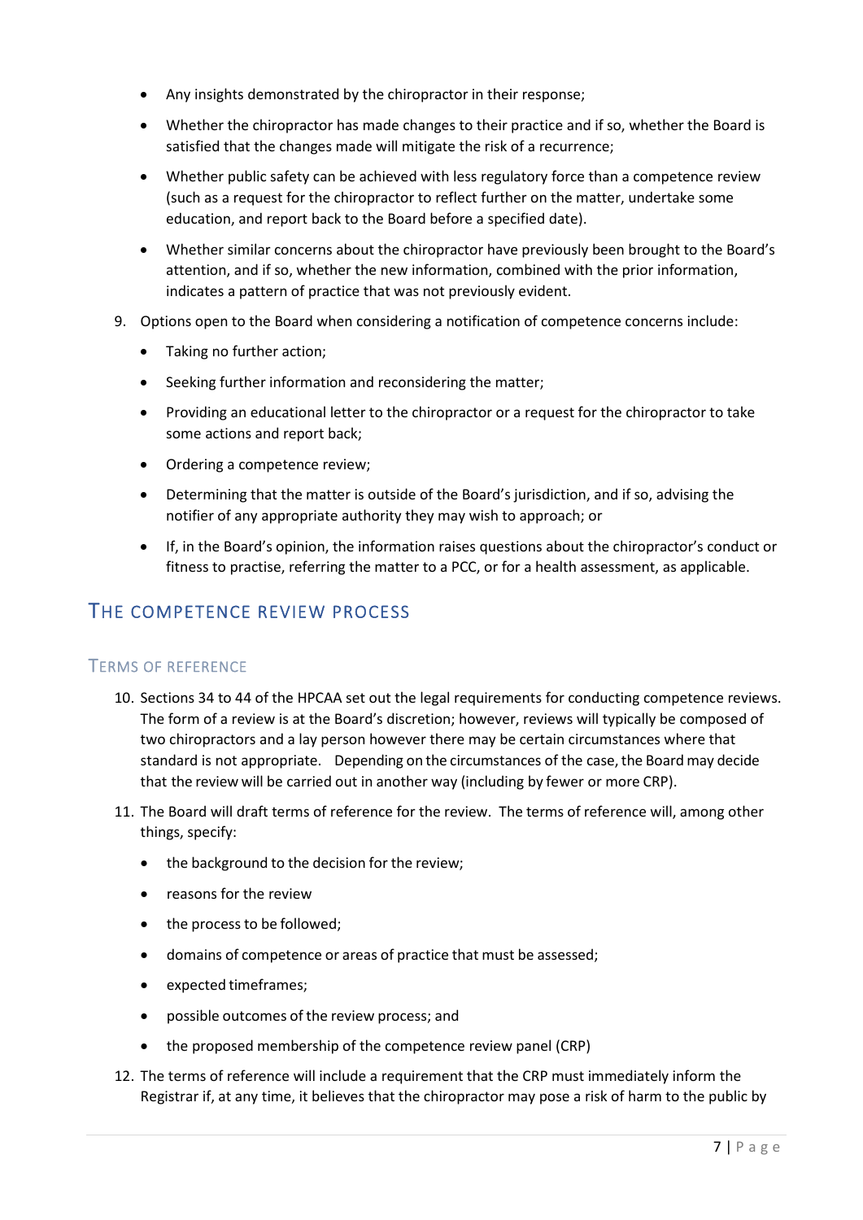- Any insights demonstrated by the chiropractor in their response;
- Whether the chiropractor has made changes to their practice and if so, whether the Board is satisfied that the changes made will mitigate the risk of a recurrence;
- Whether public safety can be achieved with less regulatory force than a competence review (such as a request for the chiropractor to reflect further on the matter, undertake some education, and report back to the Board before a specified date).
- Whether similar concerns about the chiropractor have previously been brought to the Board's attention, and if so, whether the new information, combined with the prior information, indicates a pattern of practice that was not previously evident.

9. Options open to the Board when considering a notification of competence concerns include:
   - Taking no further action;
   - Seeking further information and reconsidering the matter;
   - Providing an educational letter to the chiropractor or a request for the chiropractor to take some actions and report back;
   - Ordering a competence review;
   - Determining that the matter is outside of the Board's jurisdiction, and if so, advising the notifier of any appropriate authority they may wish to approach; or
   - If, in the Board's opinion, the information raises questions about the chiropractor's conduct or fitness to practise, referring the matter to a PCC, or for a health assessment, as applicable.

## The Competence Review Process

### Terms of Reference

10. Sections 34 to 44 of the HPCAA set out the legal requirements for conducting competence reviews. The form of a review is at the Board's discretion; however, reviews will typically be composed of two chiropractors and a lay person however there may be certain circumstances where that standard is not appropriate. Depending on the circumstances of the case, the Board may decide that the review will be carried out in another way (including by fewer or more CRP).
11. The Board will draft terms of reference for the review. The terms of reference will, among other things, specify:
    - the background to the decision for the review;
    - reasons for the review
    - the process to be followed;
    - domains of competence or areas of practice that must be assessed;
    - expected timeframes;
    - possible outcomes of the review process; and
    - the proposed membership of the competence review panel (CRP)
12. The terms of reference will include a requirement that the CRP must immediately inform the Registrar if, at any time, it believes that the chiropractor may pose a risk of harm to the public by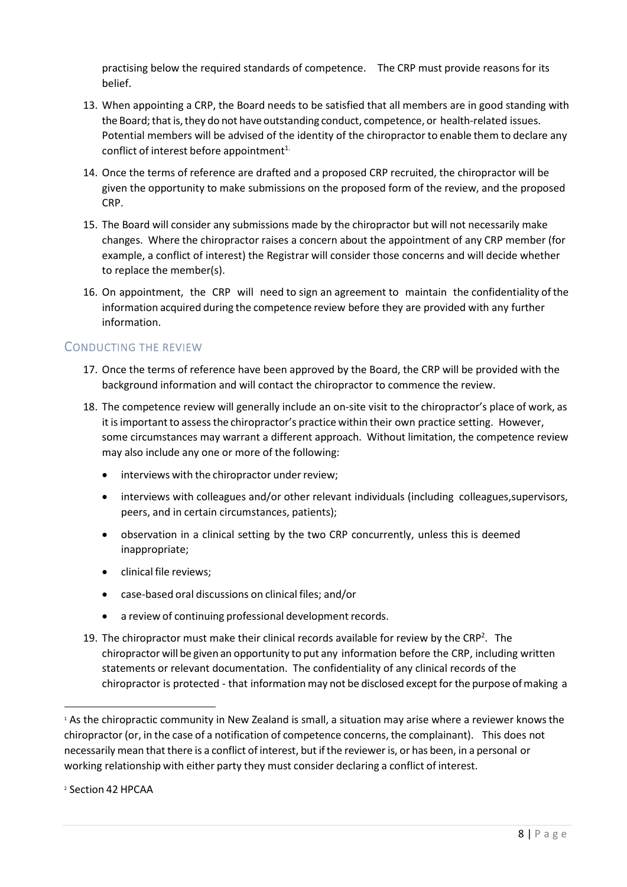practising below the required standards of competence. The CRP must provide reasons for its belief.

13. When appointing a CRP, the Board needs to be satisfied that all members are in good standing with the Board; that is, they do not have outstanding conduct, competence, or health-related issues. Potential members will be advised of the identity of the chiropractor to enable them to declare any conflict of interest before appointment[1].

14. Once the terms of reference are drafted and a proposed CRP recruited, the chiropractor will be given the opportunity to make submissions on the proposed form of the review, and the proposed CRP.

15. The Board will consider any submissions made by the chiropractor but will not necessarily make changes. Where the chiropractor raises a concern about the appointment of any CRP member (for example, a conflict of interest) the Registrar will consider those concerns and will decide whether to replace the member(s).

16. On appointment, the CRP will need to sign an agreement to maintain the confidentiality of the information acquired during the competence review before they are provided with any further information.

## CONDUCTING THE REVIEW

17. Once the terms of reference have been approved by the Board, the CRP will be provided with the background information and will contact the chiropractor to commence the review.

18. The competence review will generally include an on-site visit to the chiropractor's place of work, as it is important to assess the chiropractor's practice within their own practice setting. However, some circumstances may warrant a different approach. Without limitation, the competence review may also include any one or more of the following:

    - interviews with the chiropractor under review;
    - interviews with colleagues and/or other relevant individuals (including colleagues,supervisors, peers, and in certain circumstances, patients);
    - observation in a clinical setting by the two CRP concurrently, unless this is deemed inappropriate;
    - clinical file reviews;
    - case-based oral discussions on clinical files; and/or
    - a review of continuing professional development records.

19. The chiropractor must make their clinical records available for review by the CRP[2]. The chiropractor will be given an opportunity to put any information before the CRP, including written statements or relevant documentation. The confidentiality of any clinical records of the chiropractor is protected - that information may not be disclosed except for the purpose of making a

---

[1] As the chiropractic community in New Zealand is small, a situation may arise where a reviewer knows the chiropractor (or, in the case of a notification of competence concerns, the complainant). This does not necessarily mean that there is a conflict of interest, but if the reviewer is, or has been, in a personal or working relationship with either party they must consider declaring a conflict of interest.

[2] Section 42 HPCAA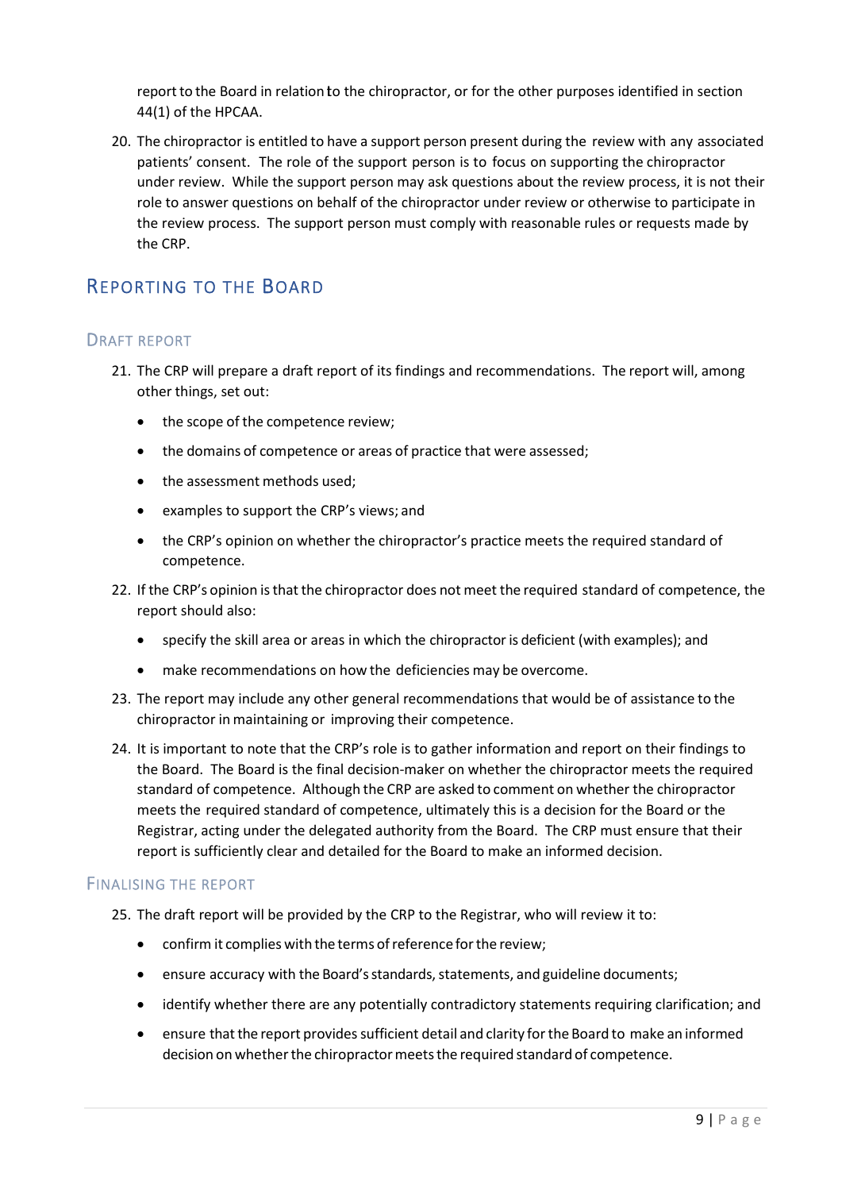report to the Board in relation to the chiropractor, or for the other purposes identified in section 44(1) of the HPCAA.

20. The chiropractor is entitled to have a support person present during the review with any associated patients' consent. The role of the support person is to focus on supporting the chiropractor under review. While the support person may ask questions about the review process, it is not their role to answer questions on behalf of the chiropractor under review or otherwise to participate in the review process. The support person must comply with reasonable rules or requests made by the CRP.

## Reporting to the Board

### Draft report

21. The CRP will prepare a draft report of its findings and recommendations. The report will, among other things, set out:
    - the scope of the competence review;
    - the domains of competence or areas of practice that were assessed;
    - the assessment methods used;
    - examples to support the CRP's views; and
    - the CRP's opinion on whether the chiropractor's practice meets the required standard of competence.
22. If the CRP's opinion is that the chiropractor does not meet the required standard of competence, the report should also:
    - specify the skill area or areas in which the chiropractor is deficient (with examples); and
    - make recommendations on how the deficiencies may be overcome.
23. The report may include any other general recommendations that would be of assistance to the chiropractor in maintaining or improving their competence.
24. It is important to note that the CRP's role is to gather information and report on their findings to the Board. The Board is the final decision-maker on whether the chiropractor meets the required standard of competence. Although the CRP are asked to comment on whether the chiropractor meets the required standard of competence, ultimately this is a decision for the Board or the Registrar, acting under the delegated authority from the Board. The CRP must ensure that their report is sufficiently clear and detailed for the Board to make an informed decision.

### Finalising the report

25. The draft report will be provided by the CRP to the Registrar, who will review it to:
    - confirm it complies with the terms of reference for the review;
    - ensure accuracy with the Board's standards, statements, and guideline documents;
    - identify whether there are any potentially contradictory statements requiring clarification; and
    - ensure that the report provides sufficient detail and clarity for the Board to make an informed decision on whether the chiropractor meets the required standard of competence.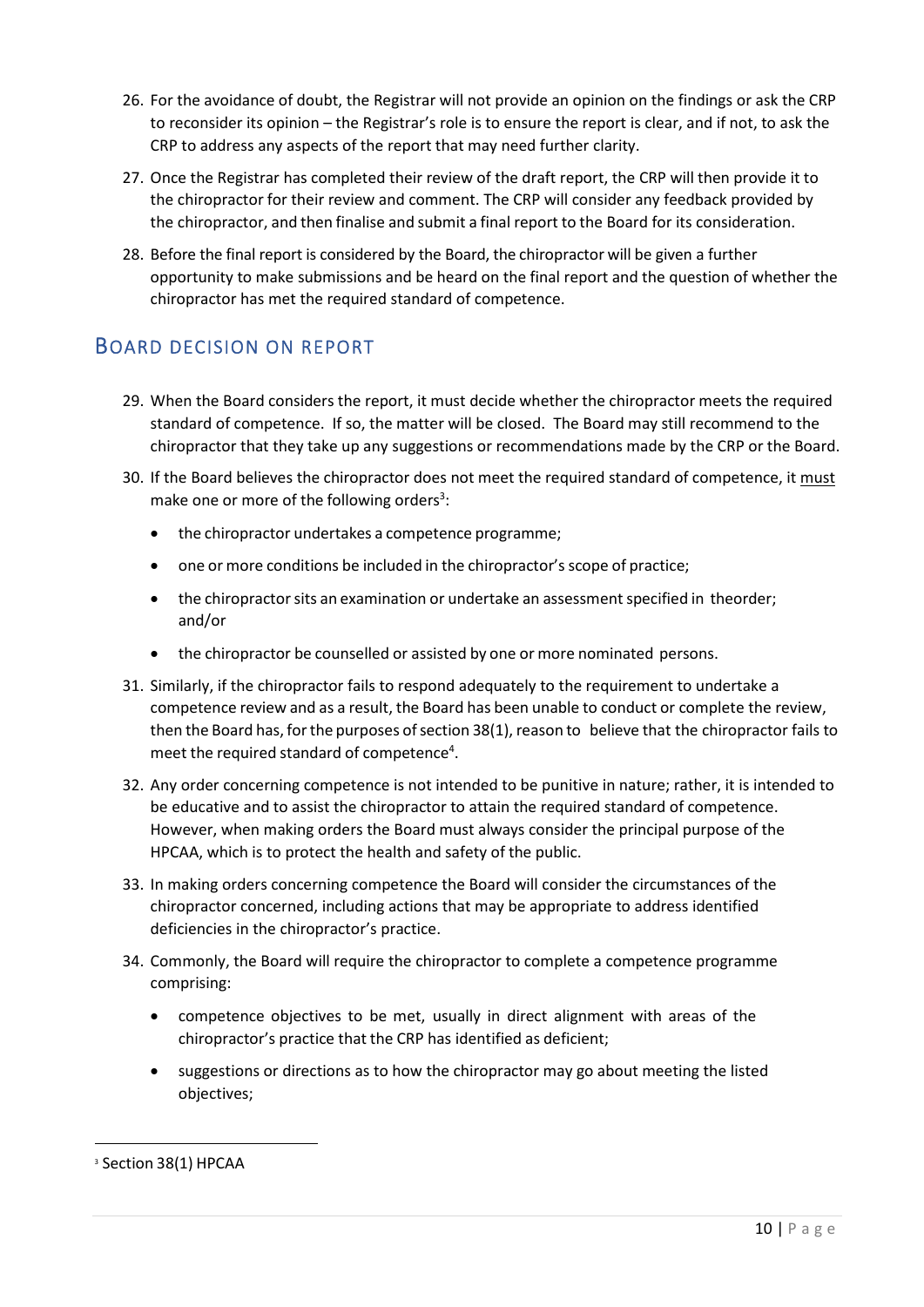26. For the avoidance of doubt, the Registrar will not provide an opinion on the findings or ask the CRP to reconsider its opinion – the Registrar's role is to ensure the report is clear, and if not, to ask the CRP to address any aspects of the report that may need further clarity.

27. Once the Registrar has completed their review of the draft report, the CRP will then provide it to the chiropractor for their review and comment. The CRP will consider any feedback provided by the chiropractor, and then finalise and submit a final report to the Board for its consideration.

28. Before the final report is considered by the Board, the chiropractor will be given a further opportunity to make submissions and be heard on the final report and the question of whether the chiropractor has met the required standard of competence.

## BOARD DECISION ON REPORT

29. When the Board considers the report, it must decide whether the chiropractor meets the required standard of competence. If so, the matter will be closed. The Board may still recommend to the chiropractor that they take up any suggestions or recommendations made by the CRP or the Board.

30. If the Board believes the chiropractor does not meet the required standard of competence, it must make one or more of the following orders[3]:

    - the chiropractor undertakes a competence programme;
    - one or more conditions be included in the chiropractor's scope of practice;
    - the chiropractor sits an examination or undertake an assessment specified in theorder; and/or
    - the chiropractor be counselled or assisted by one or more nominated persons.

31. Similarly, if the chiropractor fails to respond adequately to the requirement to undertake a competence review and as a result, the Board has been unable to conduct or complete the review, then the Board has, for the purposes of section 38(1), reason to believe that the chiropractor fails to meet the required standard of competence[4].

32. Any order concerning competence is not intended to be punitive in nature; rather, it is intended to be educative and to assist the chiropractor to attain the required standard of competence. However, when making orders the Board must always consider the principal purpose of the HPCAA, which is to protect the health and safety of the public.

33. In making orders concerning competence the Board will consider the circumstances of the chiropractor concerned, including actions that may be appropriate to address identified deficiencies in the chiropractor's practice.

34. Commonly, the Board will require the chiropractor to complete a competence programme comprising:

    - competence objectives to be met, usually in direct alignment with areas of the chiropractor's practice that the CRP has identified as deficient;
    - suggestions or directions as to how the chiropractor may go about meeting the listed objectives;

[3] Section 38(1) HPCAA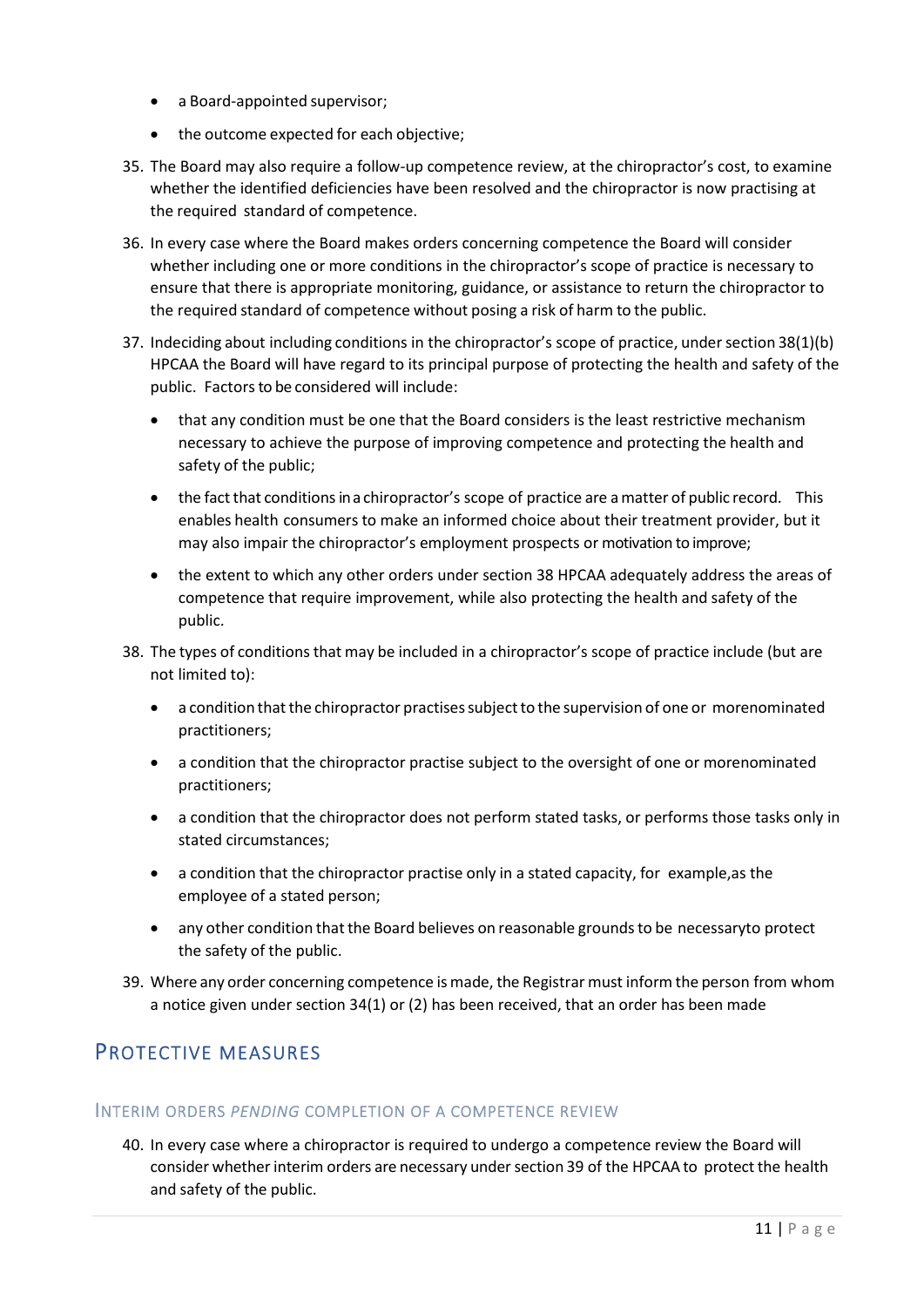- a Board-appointed supervisor;
- the outcome expected for each objective;

35. The Board may also require a follow-up competence review, at the chiropractor's cost, to examine whether the identified deficiencies have been resolved and the chiropractor is now practising at the required standard of competence.

36. In every case where the Board makes orders concerning competence the Board will consider whether including one or more conditions in the chiropractor's scope of practice is necessary to ensure that there is appropriate monitoring, guidance, or assistance to return the chiropractor to the required standard of competence without posing a risk of harm to the public.

37. In deciding about including conditions in the chiropractor's scope of practice, under section 38(1)(b) HPCAA the Board will have regard to its principal purpose of protecting the health and safety of the public. Factors to be considered will include:

    - that any condition must be one that the Board considers is the least restrictive mechanism necessary to achieve the purpose of improving competence and protecting the health and safety of the public;
    - the fact that conditions in a chiropractor's scope of practice are a matter of public record. This enables health consumers to make an informed choice about their treatment provider, but it may also impair the chiropractor's employment prospects or motivation to improve;
    - the extent to which any other orders under section 38 HPCAA adequately address the areas of competence that require improvement, while also protecting the health and safety of the public.

38. The types of conditions that may be included in a chiropractor's scope of practice include (but are not limited to):

    - a condition that the chiropractor practises subject to the supervision of one or more nominated practitioners;
    - a condition that the chiropractor practise subject to the oversight of one or more nominated practitioners;
    - a condition that the chiropractor does not perform stated tasks, or performs those tasks only in stated circumstances;
    - a condition that the chiropractor practise only in a stated capacity, for example, as the employee of a stated person;
    - any other condition that the Board believes on reasonable grounds to be necessary to protect the safety of the public.

39. Where any order concerning competence is made, the Registrar must inform the person from whom a notice given under section 34(1) or (2) has been received, that an order has been made

## Protective Measures

### Interim Orders *Pending* Completion of a Competence Review

40. In every case where a chiropractor is required to undergo a competence review the Board will consider whether interim orders are necessary under section 39 of the HPCAA to protect the health and safety of the public.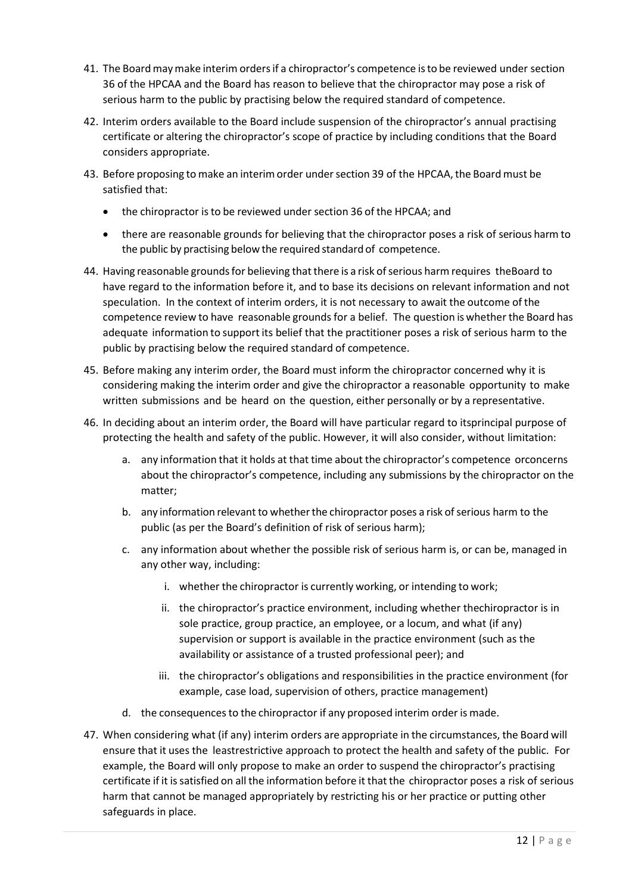41. The Board may make interim orders if a chiropractor's competence is to be reviewed under section 36 of the HPCAA and the Board has reason to believe that the chiropractor may pose a risk of serious harm to the public by practising below the required standard of competence.

42. Interim orders available to the Board include suspension of the chiropractor's annual practising certificate or altering the chiropractor's scope of practice by including conditions that the Board considers appropriate.

43. Before proposing to make an interim order under section 39 of the HPCAA, the Board must be satisfied that:

    - the chiropractor is to be reviewed under section 36 of the HPCAA; and
    - there are reasonable grounds for believing that the chiropractor poses a risk of serious harm to the public by practising below the required standard of competence.

44. Having reasonable grounds for believing that there is a risk of serious harm requires theBoard to have regard to the information before it, and to base its decisions on relevant information and not speculation. In the context of interim orders, it is not necessary to await the outcome of the competence review to have reasonable grounds for a belief. The question is whether the Board has adequate information to support its belief that the practitioner poses a risk of serious harm to the public by practising below the required standard of competence.

45. Before making any interim order, the Board must inform the chiropractor concerned why it is considering making the interim order and give the chiropractor a reasonable opportunity to make written submissions and be heard on the question, either personally or by a representative.

46. In deciding about an interim order, the Board will have particular regard to itsprincipal purpose of protecting the health and safety of the public. However, it will also consider, without limitation:

    a. any information that it holds at that time about the chiropractor's competence orconcerns about the chiropractor's competence, including any submissions by the chiropractor on the matter;

    b. any information relevant to whether the chiropractor poses a risk of serious harm to the public (as per the Board's definition of risk of serious harm);

    c. any information about whether the possible risk of serious harm is, or can be, managed in any other way, including:

        i. whether the chiropractor is currently working, or intending to work;

        ii. the chiropractor's practice environment, including whether thechiropractor is in sole practice, group practice, an employee, or a locum, and what (if any) supervision or support is available in the practice environment (such as the availability or assistance of a trusted professional peer); and

        iii. the chiropractor's obligations and responsibilities in the practice environment (for example, case load, supervision of others, practice management)

    d. the consequences to the chiropractor if any proposed interim order is made.

47. When considering what (if any) interim orders are appropriate in the circumstances, the Board will ensure that it uses the leastrestrictive approach to protect the health and safety of the public. For example, the Board will only propose to make an order to suspend the chiropractor's practising certificate if it is satisfied on all the information before it that the chiropractor poses a risk of serious harm that cannot be managed appropriately by restricting his or her practice or putting other safeguards in place.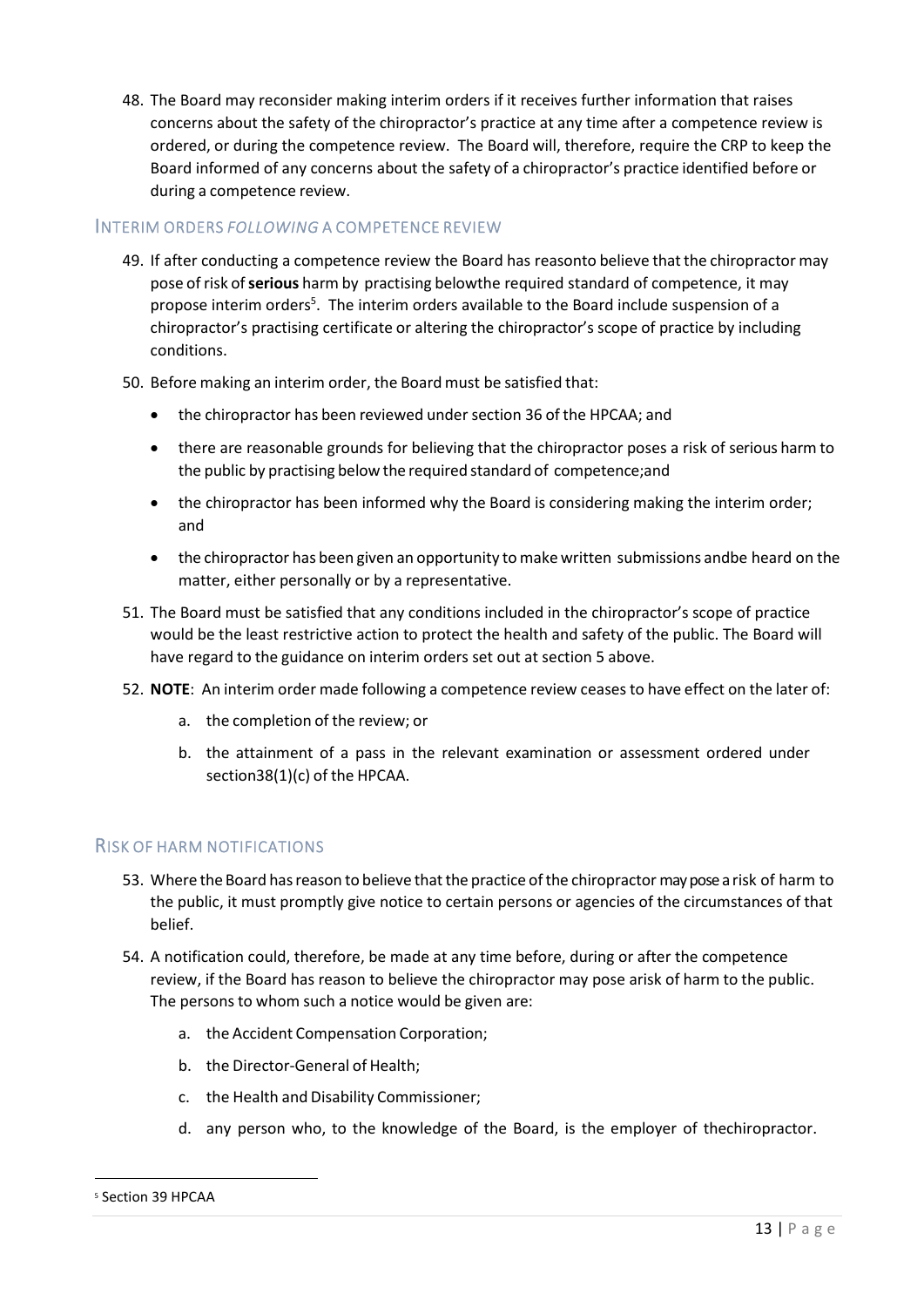48. The Board may reconsider making interim orders if it receives further information that raises concerns about the safety of the chiropractor's practice at any time after a competence review is ordered, or during the competence review. The Board will, therefore, require the CRP to keep the Board informed of any concerns about the safety of a chiropractor's practice identified before or during a competence review.

## INTERIM ORDERS *FOLLOWING* A COMPETENCE REVIEW

49. If after conducting a competence review the Board has reasonto believe that the chiropractor may pose of risk of **serious** harm by practising belowthe required standard of competence, it may propose interim orders[5]. The interim orders available to the Board include suspension of a chiropractor's practising certificate or altering the chiropractor's scope of practice by including conditions.

50. Before making an interim order, the Board must be satisfied that:

    - the chiropractor has been reviewed under section 36 of the HPCAA; and
    - there are reasonable grounds for believing that the chiropractor poses a risk of serious harm to the public by practising below the required standard of competence;and
    - the chiropractor has been informed why the Board is considering making the interim order; and
    - the chiropractor has been given an opportunity to make written submissions andbe heard on the matter, either personally or by a representative.

51. The Board must be satisfied that any conditions included in the chiropractor's scope of practice would be the least restrictive action to protect the health and safety of the public. The Board will have regard to the guidance on interim orders set out at section 5 above.

52. **NOTE**: An interim order made following a competence review ceases to have effect on the later of:

    a. the completion of the review; or
    b. the attainment of a pass in the relevant examination or assessment ordered under section38(1)(c) of the HPCAA.

## RISK OF HARM NOTIFICATIONS

53. Where the Board has reason to believe that the practice of the chiropractor may pose a risk of harm to the public, it must promptly give notice to certain persons or agencies of the circumstances of that belief.

54. A notification could, therefore, be made at any time before, during or after the competence review, if the Board has reason to believe the chiropractor may pose arisk of harm to the public. The persons to whom such a notice would be given are:

    a. the Accident Compensation Corporation;
    b. the Director-General of Health;
    c. the Health and Disability Commissioner;
    d. any person who, to the knowledge of the Board, is the employer of thechiropractor.

[5] Section 39 HPCAA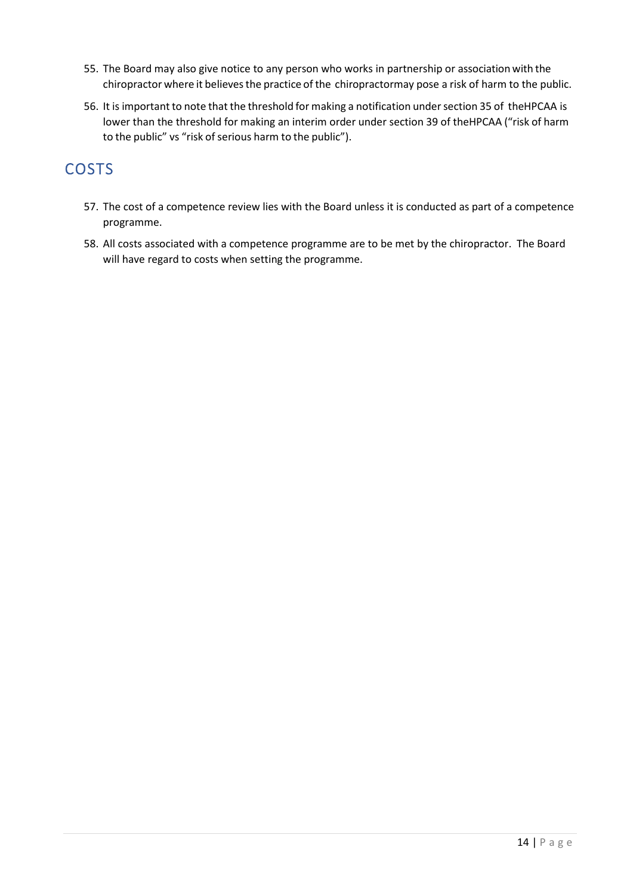55. The Board may also give notice to any person who works in partnership or association with the chiropractor where it believes the practice of the chiropractormay pose a risk of harm to the public.
56. It is important to note that the threshold for making a notification under section 35 of theHPCAA is lower than the threshold for making an interim order under section 39 of theHPCAA ("risk of harm to the public" vs "risk of serious harm to the public").

## COSTS

57. The cost of a competence review lies with the Board unless it is conducted as part of a competence programme.
58. All costs associated with a competence programme are to be met by the chiropractor. The Board will have regard to costs when setting the programme.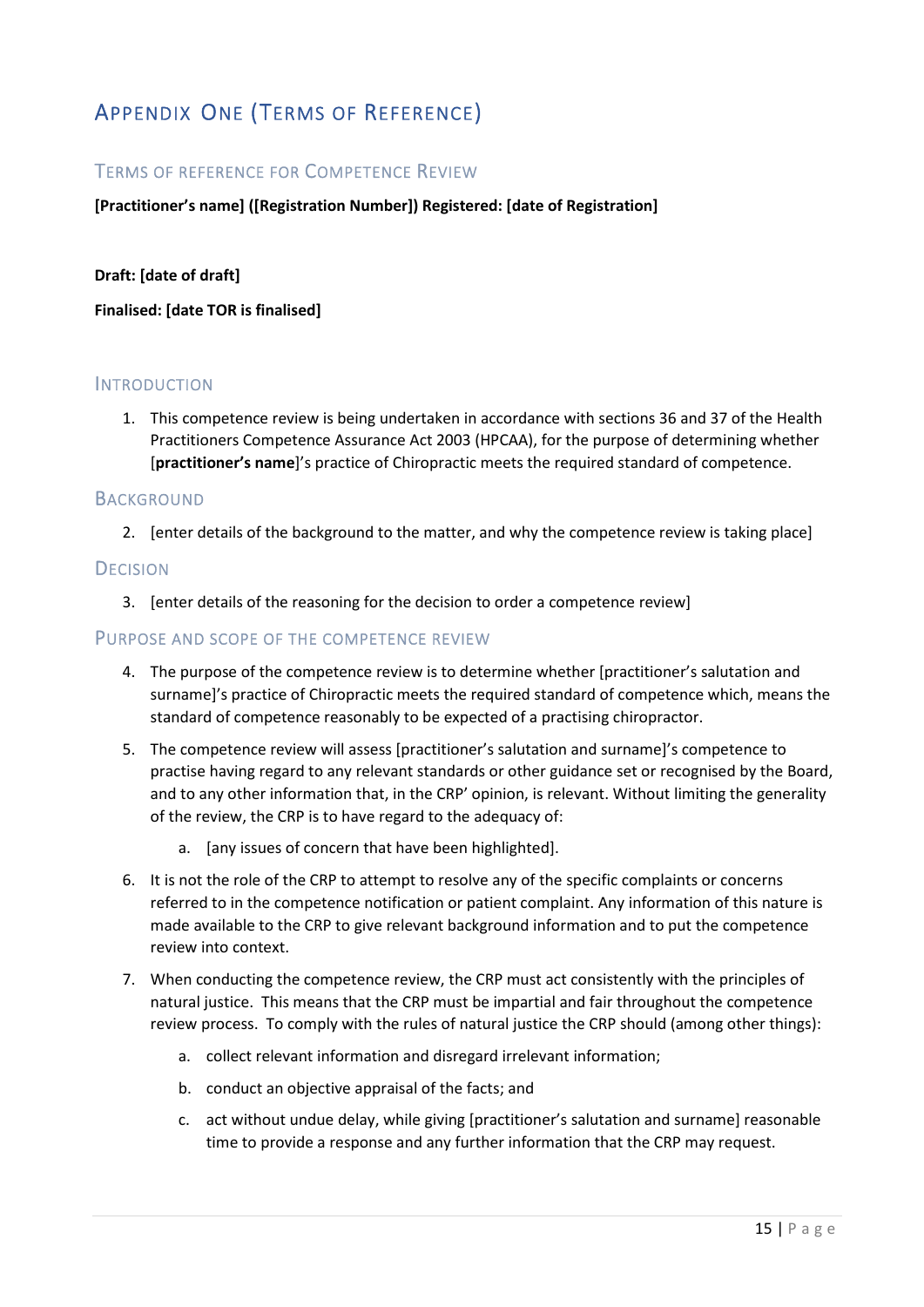# Appendix One (Terms of Reference)

## Terms of Reference for Competence Review

**[Practitioner's name] ([Registration Number]) Registered: [date of Registration]**

**Draft: [date of draft]**

**Finalised: [date TOR is finalised]**

### Introduction

1. This competence review is being undertaken in accordance with sections 36 and 37 of the Health Practitioners Competence Assurance Act 2003 (HPCAA), for the purpose of determining whether [**practitioner's name**]'s practice of Chiropractic meets the required standard of competence.

### Background

2. [enter details of the background to the matter, and why the competence review is taking place]

### Decision

3. [enter details of the reasoning for the decision to order a competence review]

### Purpose and Scope of the Competence Review

4. The purpose of the competence review is to determine whether [practitioner's salutation and surname]'s practice of Chiropractic meets the required standard of competence which, means the standard of competence reasonably to be expected of a practising chiropractor.

5. The competence review will assess [practitioner's salutation and surname]'s competence to practise having regard to any relevant standards or other guidance set or recognised by the Board, and to any other information that, in the CRP' opinion, is relevant. Without limiting the generality of the review, the CRP is to have regard to the adequacy of:

   a. [any issues of concern that have been highlighted].

6. It is not the role of the CRP to attempt to resolve any of the specific complaints or concerns referred to in the competence notification or patient complaint. Any information of this nature is made available to the CRP to give relevant background information and to put the competence review into context.

7. When conducting the competence review, the CRP must act consistently with the principles of natural justice. This means that the CRP must be impartial and fair throughout the competence review process. To comply with the rules of natural justice the CRP should (among other things):

   a. collect relevant information and disregard irrelevant information;

   b. conduct an objective appraisal of the facts; and

   c. act without undue delay, while giving [practitioner's salutation and surname] reasonable time to provide a response and any further information that the CRP may request.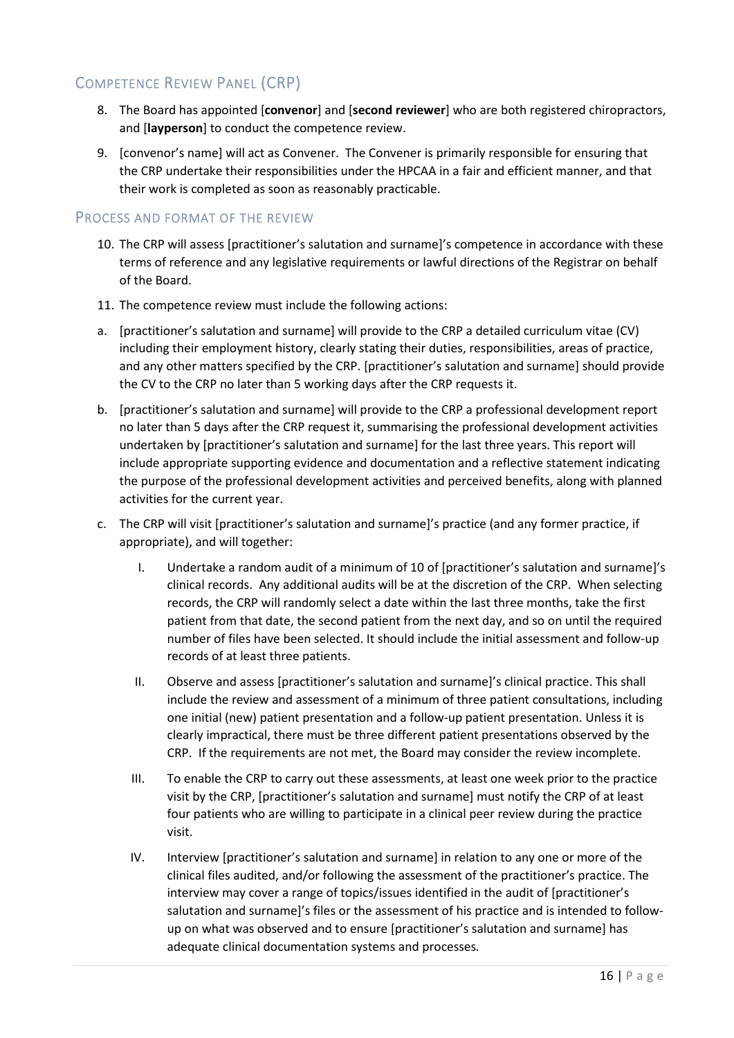## Competence Review Panel (CRP)

8. The Board has appointed [**convenor**] and [**second reviewer**] who are both registered chiropractors, and [**layperson**] to conduct the competence review.
9. [convenor's name] will act as Convener. The Convener is primarily responsible for ensuring that the CRP undertake their responsibilities under the HPCAA in a fair and efficient manner, and that their work is completed as soon as reasonably practicable.

## Process and format of the review

10. The CRP will assess [practitioner's salutation and surname]'s competence in accordance with these terms of reference and any legislative requirements or lawful directions of the Registrar on behalf of the Board.
11. The competence review must include the following actions:

a. [practitioner's salutation and surname] will provide to the CRP a detailed curriculum vitae (CV) including their employment history, clearly stating their duties, responsibilities, areas of practice, and any other matters specified by the CRP. [practitioner's salutation and surname] should provide the CV to the CRP no later than 5 working days after the CRP requests it.

b. [practitioner's salutation and surname] will provide to the CRP a professional development report no later than 5 days after the CRP request it, summarising the professional development activities undertaken by [practitioner's salutation and surname] for the last three years. This report will include appropriate supporting evidence and documentation and a reflective statement indicating the purpose of the professional development activities and perceived benefits, along with planned activities for the current year.

c. The CRP will visit [practitioner's salutation and surname]'s practice (and any former practice, if appropriate), and will together:

   I. Undertake a random audit of a minimum of 10 of [practitioner's salutation and surname]'s clinical records. Any additional audits will be at the discretion of the CRP. When selecting records, the CRP will randomly select a date within the last three months, take the first patient from that date, the second patient from the next day, and so on until the required number of files have been selected. It should include the initial assessment and follow-up records of at least three patients.

   II. Observe and assess [practitioner's salutation and surname]'s clinical practice. This shall include the review and assessment of a minimum of three patient consultations, including one initial (new) patient presentation and a follow-up patient presentation. Unless it is clearly impractical, there must be three different patient presentations observed by the CRP. If the requirements are not met, the Board may consider the review incomplete.

   III. To enable the CRP to carry out these assessments, at least one week prior to the practice visit by the CRP, [practitioner's salutation and surname] must notify the CRP of at least four patients who are willing to participate in a clinical peer review during the practice visit.

   IV. Interview [practitioner's salutation and surname] in relation to any one or more of the clinical files audited, and/or following the assessment of the practitioner's practice. The interview may cover a range of topics/issues identified in the audit of [practitioner's salutation and surname]'s files or the assessment of his practice and is intended to follow-up on what was observed and to ensure [practitioner's salutation and surname] has adequate clinical documentation systems and processes.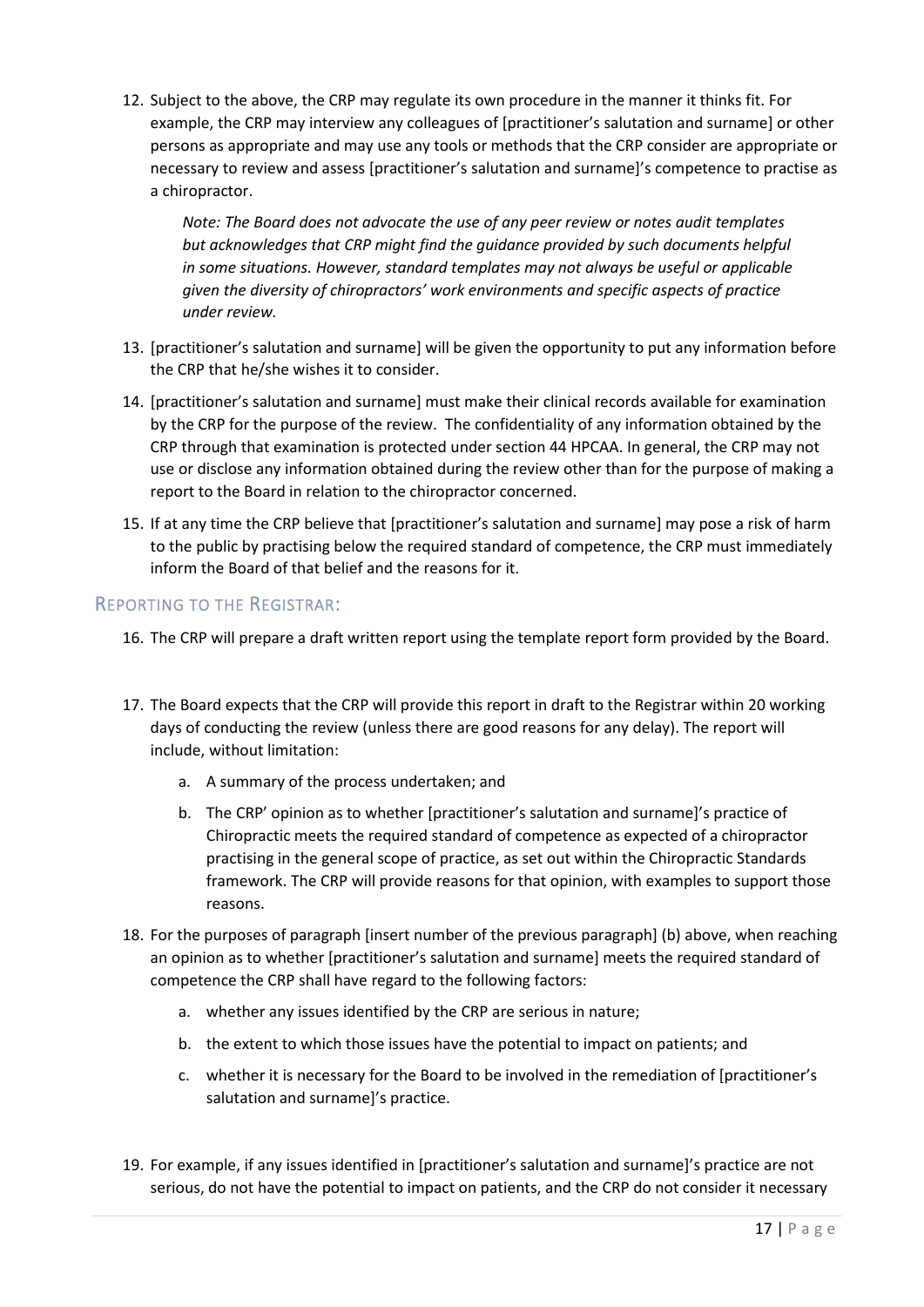12. Subject to the above, the CRP may regulate its own procedure in the manner it thinks fit. For example, the CRP may interview any colleagues of [practitioner's salutation and surname] or other persons as appropriate and may use any tools or methods that the CRP consider are appropriate or necessary to review and assess [practitioner's salutation and surname]'s competence to practise as a chiropractor.

    *Note: The Board does not advocate the use of any peer review or notes audit templates but acknowledges that CRP might find the guidance provided by such documents helpful in some situations. However, standard templates may not always be useful or applicable given the diversity of chiropractors' work environments and specific aspects of practice under review.*

13. [practitioner's salutation and surname] will be given the opportunity to put any information before the CRP that he/she wishes it to consider.
14. [practitioner's salutation and surname] must make their clinical records available for examination by the CRP for the purpose of the review. The confidentiality of any information obtained by the CRP through that examination is protected under section 44 HPCAA. In general, the CRP may not use or disclose any information obtained during the review other than for the purpose of making a report to the Board in relation to the chiropractor concerned.
15. If at any time the CRP believe that [practitioner's salutation and surname] may pose a risk of harm to the public by practising below the required standard of competence, the CRP must immediately inform the Board of that belief and the reasons for it.

## Reporting to the Registrar:

16. The CRP will prepare a draft written report using the template report form provided by the Board.
17. The Board expects that the CRP will provide this report in draft to the Registrar within 20 working days of conducting the review (unless there are good reasons for any delay). The report will include, without limitation:
    a. A summary of the process undertaken; and
    b. The CRP' opinion as to whether [practitioner's salutation and surname]'s practice of Chiropractic meets the required standard of competence as expected of a chiropractor practising in the general scope of practice, as set out within the Chiropractic Standards framework. The CRP will provide reasons for that opinion, with examples to support those reasons.
18. For the purposes of paragraph [insert number of the previous paragraph] (b) above, when reaching an opinion as to whether [practitioner's salutation and surname] meets the required standard of competence the CRP shall have regard to the following factors:
    a. whether any issues identified by the CRP are serious in nature;
    b. the extent to which those issues have the potential to impact on patients; and
    c. whether it is necessary for the Board to be involved in the remediation of [practitioner's salutation and surname]'s practice.
19. For example, if any issues identified in [practitioner's salutation and surname]'s practice are not serious, do not have the potential to impact on patients, and the CRP do not consider it necessary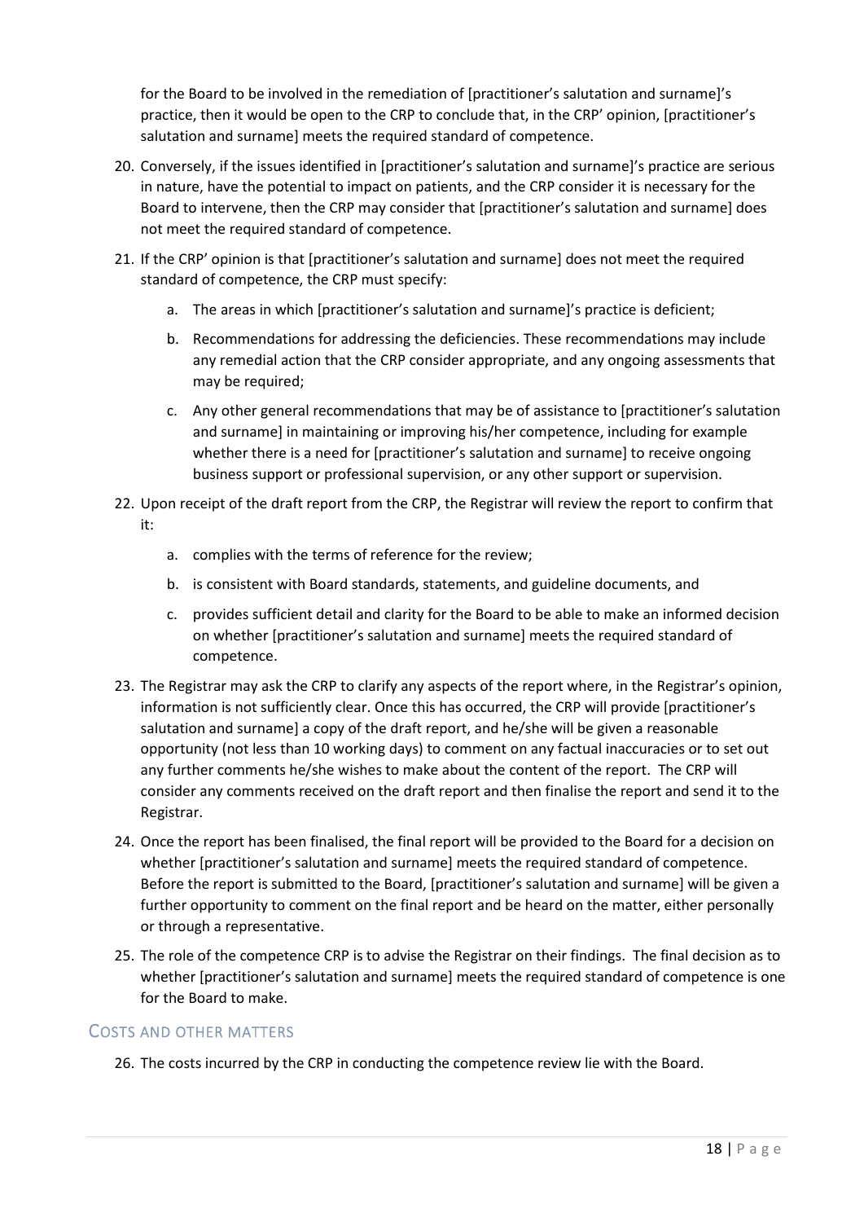for the Board to be involved in the remediation of [practitioner's salutation and surname]'s practice, then it would be open to the CRP to conclude that, in the CRP' opinion, [practitioner's salutation and surname] meets the required standard of competence.

20. Conversely, if the issues identified in [practitioner's salutation and surname]'s practice are serious in nature, have the potential to impact on patients, and the CRP consider it is necessary for the Board to intervene, then the CRP may consider that [practitioner's salutation and surname] does not meet the required standard of competence.
21. If the CRP' opinion is that [practitioner's salutation and surname] does not meet the required standard of competence, the CRP must specify:
    a. The areas in which [practitioner's salutation and surname]'s practice is deficient;
    b. Recommendations for addressing the deficiencies. These recommendations may include any remedial action that the CRP consider appropriate, and any ongoing assessments that may be required;
    c. Any other general recommendations that may be of assistance to [practitioner's salutation and surname] in maintaining or improving his/her competence, including for example whether there is a need for [practitioner's salutation and surname] to receive ongoing business support or professional supervision, or any other support or supervision.
22. Upon receipt of the draft report from the CRP, the Registrar will review the report to confirm that it:
    a. complies with the terms of reference for the review;
    b. is consistent with Board standards, statements, and guideline documents, and
    c. provides sufficient detail and clarity for the Board to be able to make an informed decision on whether [practitioner's salutation and surname] meets the required standard of competence.
23. The Registrar may ask the CRP to clarify any aspects of the report where, in the Registrar's opinion, information is not sufficiently clear. Once this has occurred, the CRP will provide [practitioner's salutation and surname] a copy of the draft report, and he/she will be given a reasonable opportunity (not less than 10 working days) to comment on any factual inaccuracies or to set out any further comments he/she wishes to make about the content of the report. The CRP will consider any comments received on the draft report and then finalise the report and send it to the Registrar.
24. Once the report has been finalised, the final report will be provided to the Board for a decision on whether [practitioner's salutation and surname] meets the required standard of competence. Before the report is submitted to the Board, [practitioner's salutation and surname] will be given a further opportunity to comment on the final report and be heard on the matter, either personally or through a representative.
25. The role of the competence CRP is to advise the Registrar on their findings. The final decision as to whether [practitioner's salutation and surname] meets the required standard of competence is one for the Board to make.

## Costs and other matters

26. The costs incurred by the CRP in conducting the competence review lie with the Board.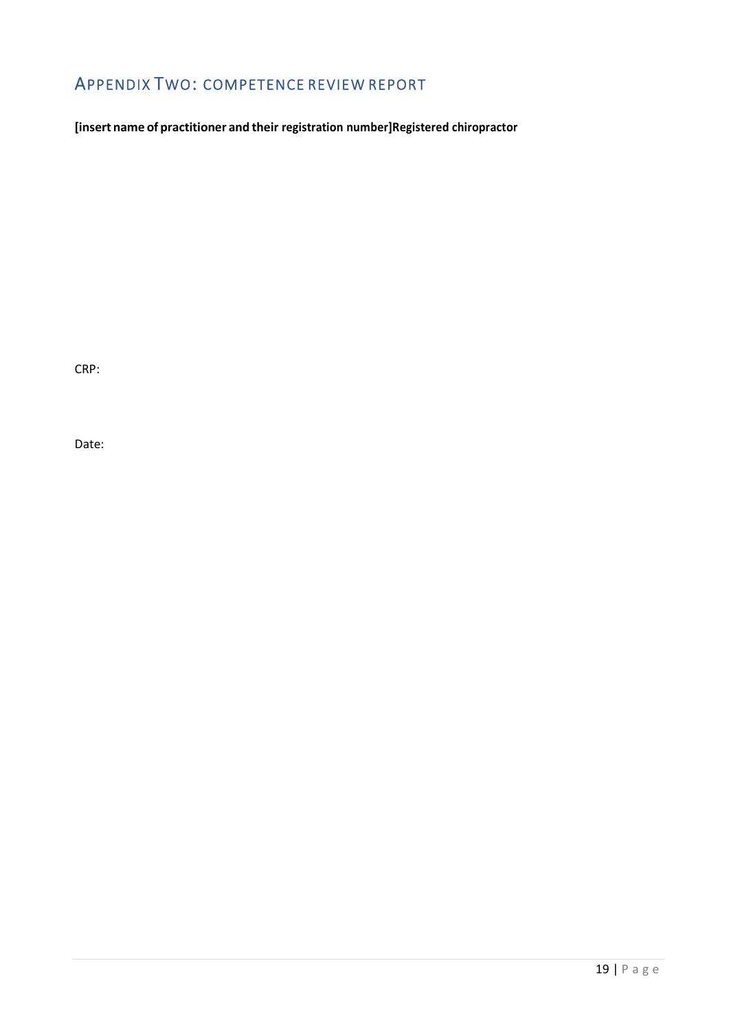## Appendix Two: Competence Review Report

**[insert name of practitioner and their registration number]Registered chiropractor**

CRP:

Date: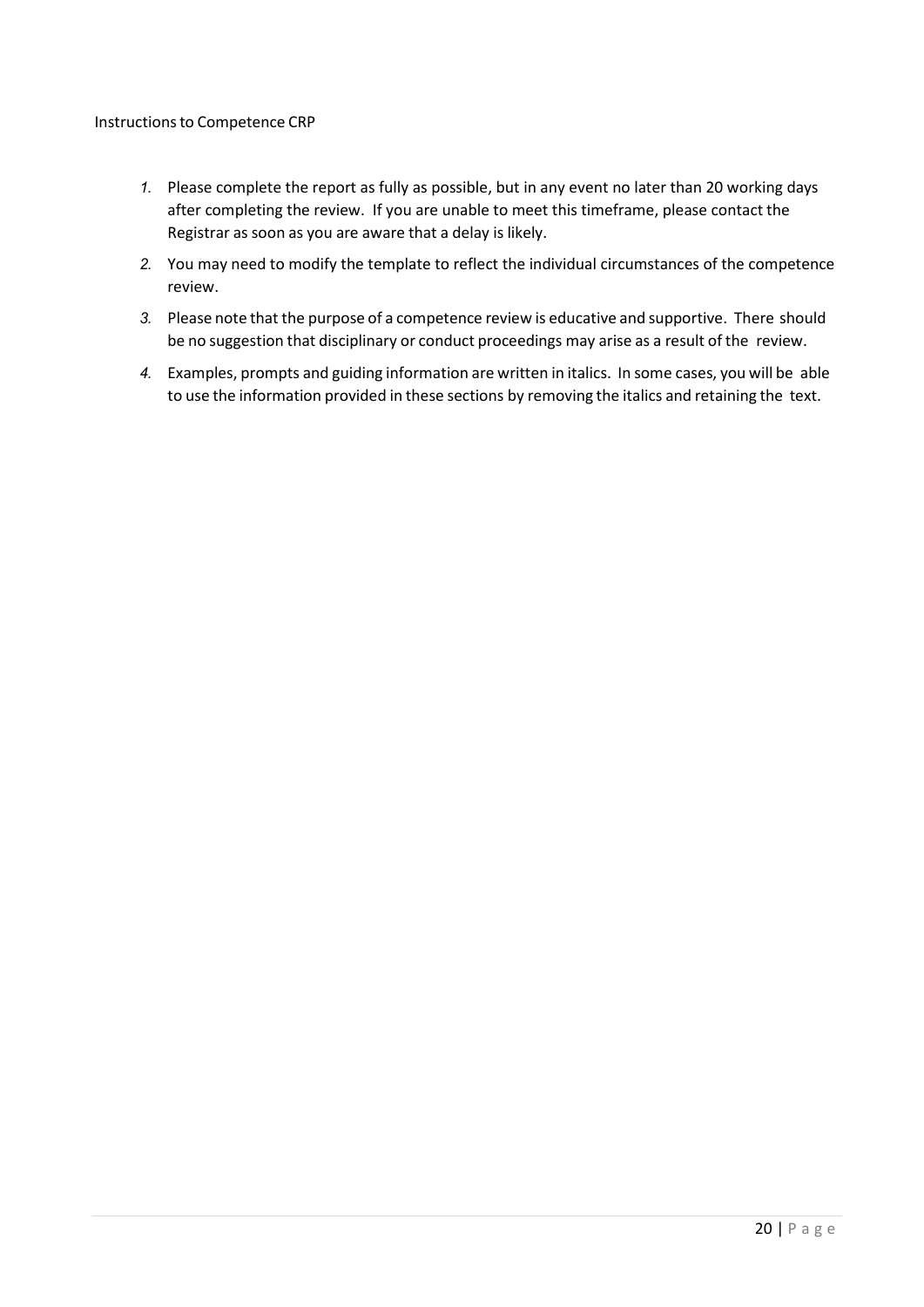Instructions to Competence CRP

1. Please complete the report as fully as possible, but in any event no later than 20 working days after completing the review. If you are unable to meet this timeframe, please contact the Registrar as soon as you are aware that a delay is likely.
2. You may need to modify the template to reflect the individual circumstances of the competence review.
3. Please note that the purpose of a competence review is educative and supportive. There should be no suggestion that disciplinary or conduct proceedings may arise as a result of the review.
4. Examples, prompts and guiding information are written in italics. In some cases, you will be able to use the information provided in these sections by removing the italics and retaining the text.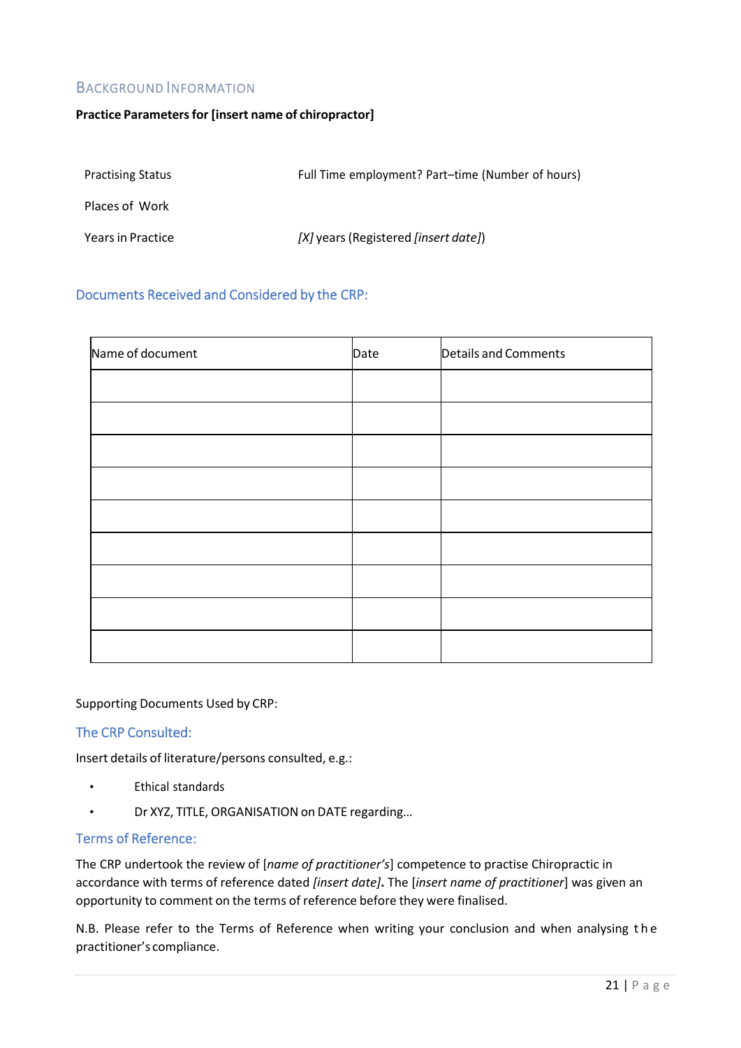## Background Information

**Practice Parameters for [insert name of chiropractor]**

| | |
|---|---|
| Practising Status | Full Time employment? Part–time (Number of hours) |
| Places of Work | |
| Years in Practice | *[X]* years (Registered *[insert date]*) |

### Documents Received and Considered by the CRP:

| Name of document | Date | Details and Comments |
|---|---|---|
| | | |
| | | |
| | | |
| | | |
| | | |
| | | |
| | | |
| | | |
| | | |

Supporting Documents Used by CRP:

### The CRP Consulted:

Insert details of literature/persons consulted, e.g.:

- Ethical standards
- Dr XYZ, TITLE, ORGANISATION on DATE regarding…

### Terms of Reference:

The CRP undertook the review of [*name of practitioner's*] competence to practise Chiropractic in accordance with terms of reference dated *[insert date]*. The [*insert name of practitioner*] was given an opportunity to comment on the terms of reference before they were finalised.

N.B. Please refer to the Terms of Reference when writing your conclusion and when analysing the practitioner's compliance.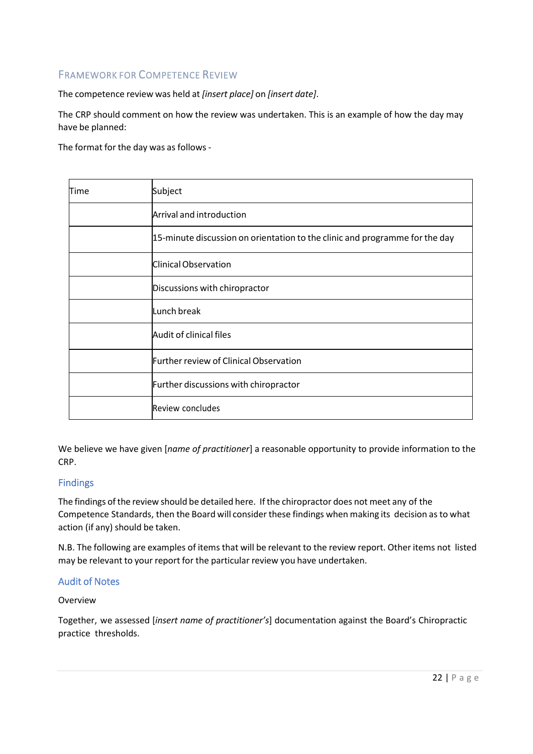## Framework for Competence Review

The competence review was held at *[insert place]* on *[insert date]*.

The CRP should comment on how the review was undertaken. This is an example of how the day may have be planned:

The format for the day was as follows -

| Time | Subject |
|---|---|
| | Arrival and introduction |
| | 15-minute discussion on orientation to the clinic and programme for the day |
| | Clinical Observation |
| | Discussions with chiropractor |
| | Lunch break |
| | Audit of clinical files |
| | Further review of Clinical Observation |
| | Further discussions with chiropractor |
| | Review concludes |

We believe we have given [*name of practitioner*] a reasonable opportunity to provide information to the CRP.

## Findings

The findings of the review should be detailed here. If the chiropractor does not meet any of the Competence Standards, then the Board will consider these findings when making its decision as to what action (if any) should be taken.

N.B. The following are examples of items that will be relevant to the review report. Other items not listed may be relevant to your report for the particular review you have undertaken.

## Audit of Notes

Overview

Together, we assessed [*insert name of practitioner's*] documentation against the Board's Chiropractic practice thresholds.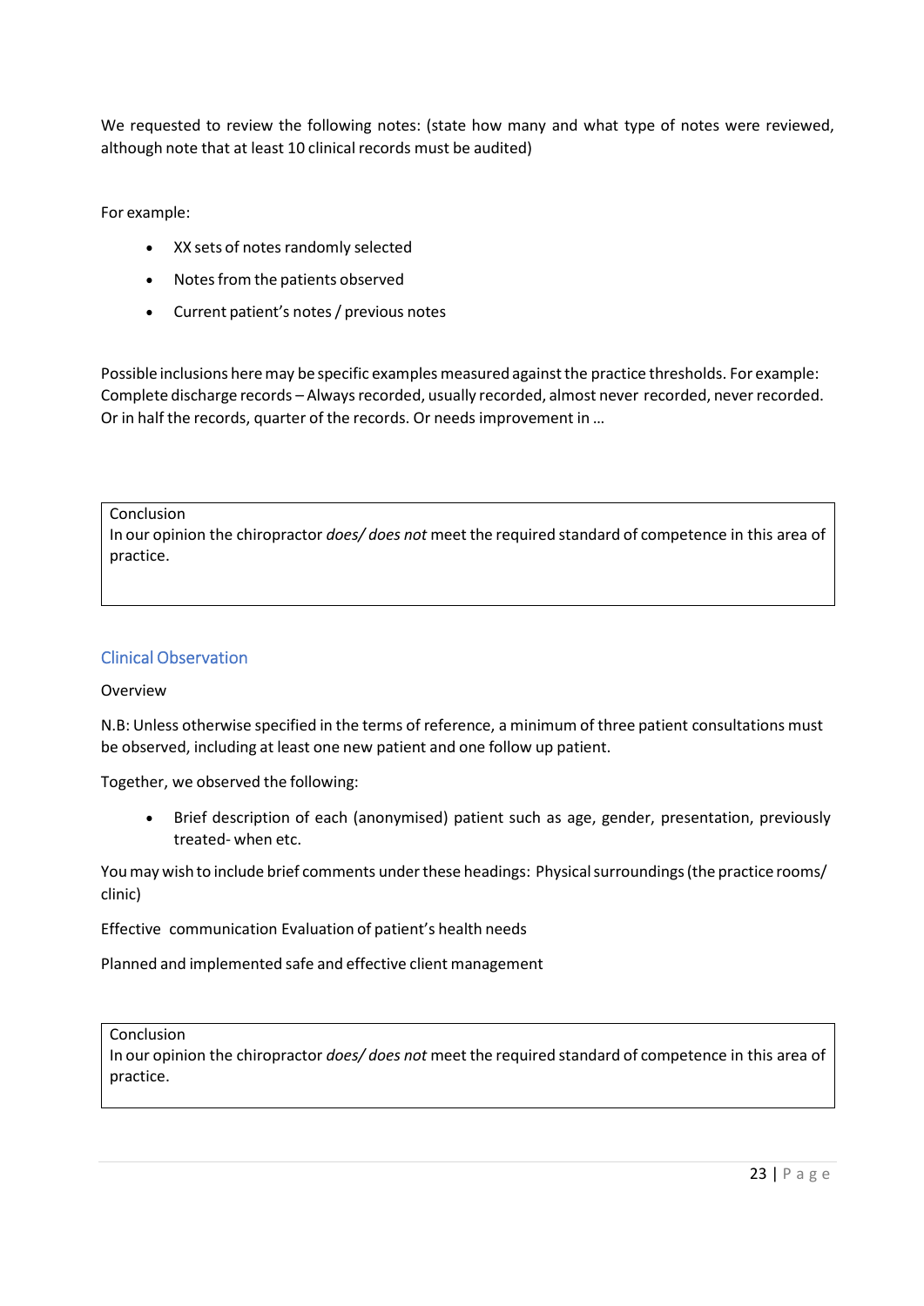We requested to review the following notes: (state how many and what type of notes were reviewed, although note that at least 10 clinical records must be audited)

For example:

- XX sets of notes randomly selected
- Notes from the patients observed
- Current patient's notes / previous notes

Possible inclusions here may be specific examples measured against the practice thresholds. For example: Complete discharge records – Always recorded, usually recorded, almost never recorded, never recorded. Or in half the records, quarter of the records. Or needs improvement in …

| Conclusion<br>In our opinion the chiropractor *does/ does not* meet the required standard of competence in this area of practice. |
|---|

## Clinical Observation

Overview

N.B: Unless otherwise specified in the terms of reference, a minimum of three patient consultations must be observed, including at least one new patient and one follow up patient.

Together, we observed the following:

- Brief description of each (anonymised) patient such as age, gender, presentation, previously treated- when etc.

You may wish to include brief comments under these headings: Physical surroundings (the practice rooms/ clinic)

Effective communication Evaluation of patient's health needs

Planned and implemented safe and effective client management

| Conclusion<br>In our opinion the chiropractor *does/ does not* meet the required standard of competence in this area of practice. |
|---|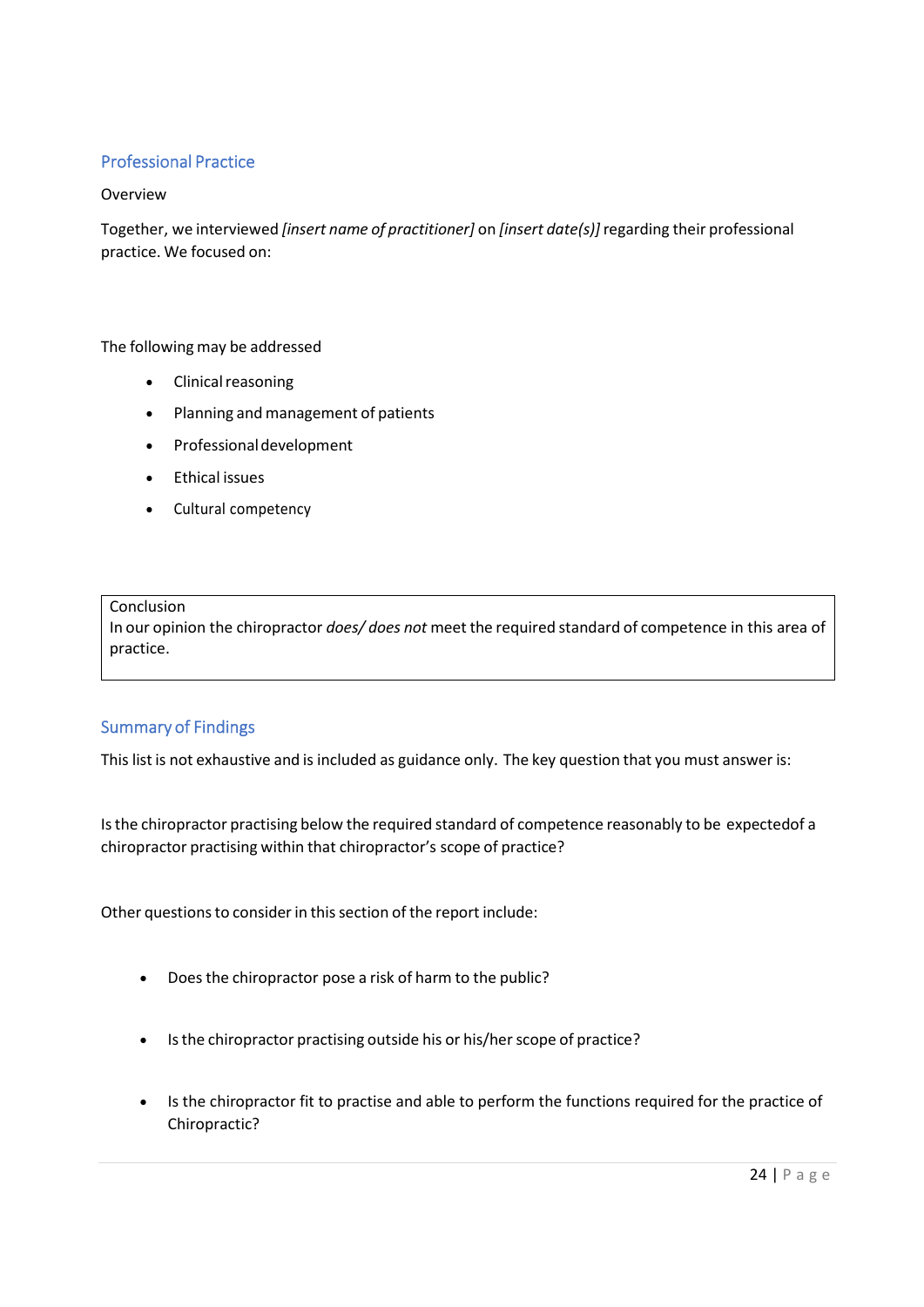## Professional Practice

Overview

Together, we interviewed *[insert name of practitioner]* on *[insert date(s)]* regarding their professional practice. We focused on:

The following may be addressed

- Clinical reasoning
- Planning and management of patients
- Professional development
- Ethical issues
- Cultural competency

| Conclusion<br>In our opinion the chiropractor *does/ does not* meet the required standard of competence in this area of practice. |
|---|

## Summary of Findings

This list is not exhaustive and is included as guidance only. The key question that you must answer is:

Is the chiropractor practising below the required standard of competence reasonably to be expectedof a chiropractor practising within that chiropractor's scope of practice?

Other questions to consider in this section of the report include:

- Does the chiropractor pose a risk of harm to the public?
- Is the chiropractor practising outside his or his/her scope of practice?
- Is the chiropractor fit to practise and able to perform the functions required for the practice of Chiropractic?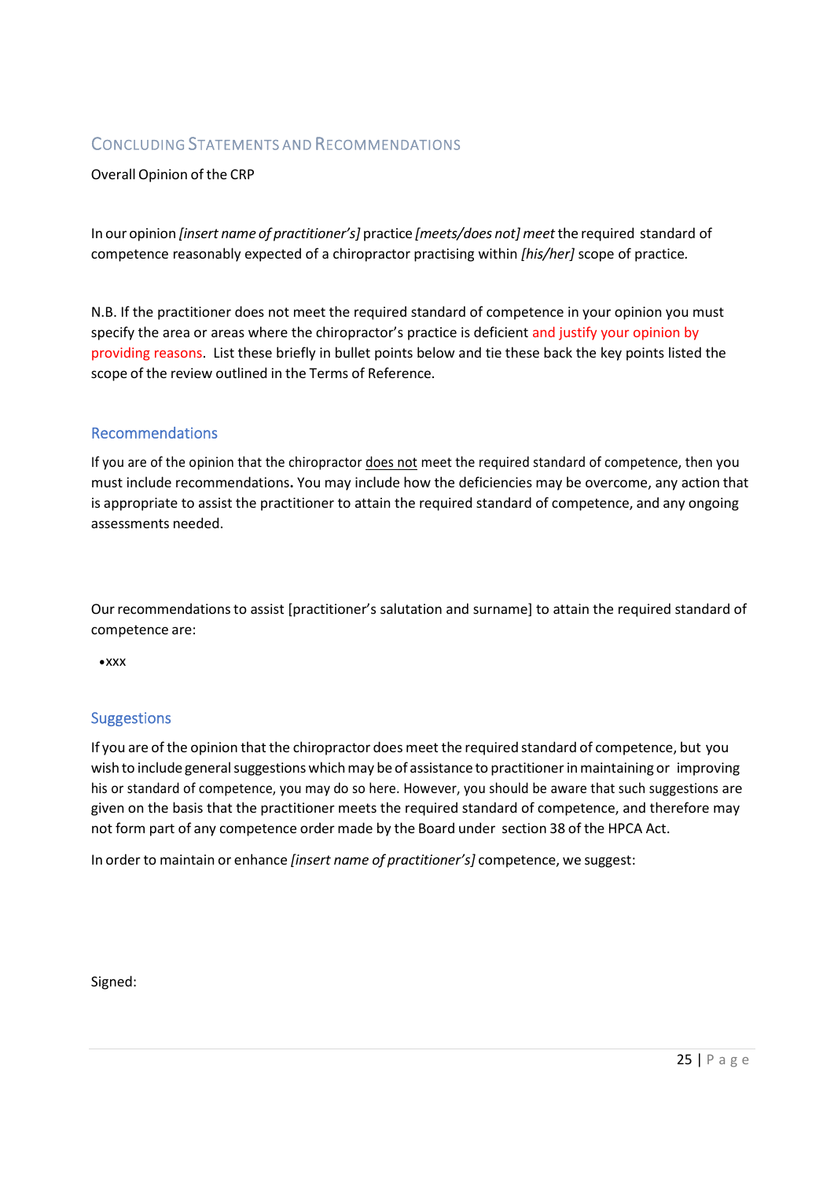## Concluding Statements and Recommendations

Overall Opinion of the CRP

In our opinion *[insert name of practitioner's]* practice *[meets/does not] meet* the required standard of competence reasonably expected of a chiropractor practising within *[his/her]* scope of practice.

N.B. If the practitioner does not meet the required standard of competence in your opinion you must specify the area or areas where the chiropractor's practice is deficient and justify your opinion by providing reasons. List these briefly in bullet points below and tie these back the key points listed the scope of the review outlined in the Terms of Reference.

### Recommendations

If you are of the opinion that the chiropractor <u>does not</u> meet the required standard of competence, then you must include recommendations**.** You may include how the deficiencies may be overcome, any action that is appropriate to assist the practitioner to attain the required standard of competence, and any ongoing assessments needed.

Our recommendations to assist [practitioner's salutation and surname] to attain the required standard of competence are:

- xxx

### Suggestions

If you are of the opinion that the chiropractor does meet the required standard of competence, but you wish to include general suggestions which may be of assistance to practitioner in maintaining or improving his or standard of competence, you may do so here. However, you should be aware that such suggestions are given on the basis that the practitioner meets the required standard of competence, and therefore may not form part of any competence order made by the Board under section 38 of the HPCA Act.

In order to maintain or enhance *[insert name of practitioner's]* competence, we suggest:

Signed: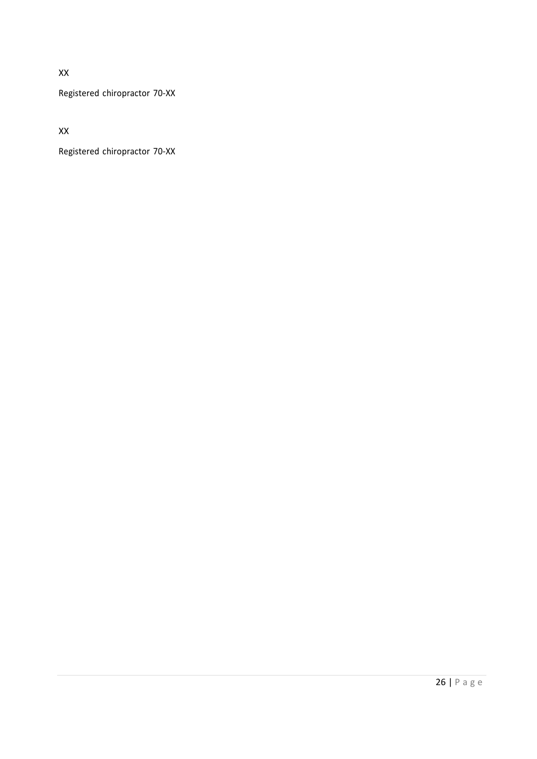XX

Registered chiropractor 70-XX

XX

Registered chiropractor 70-XX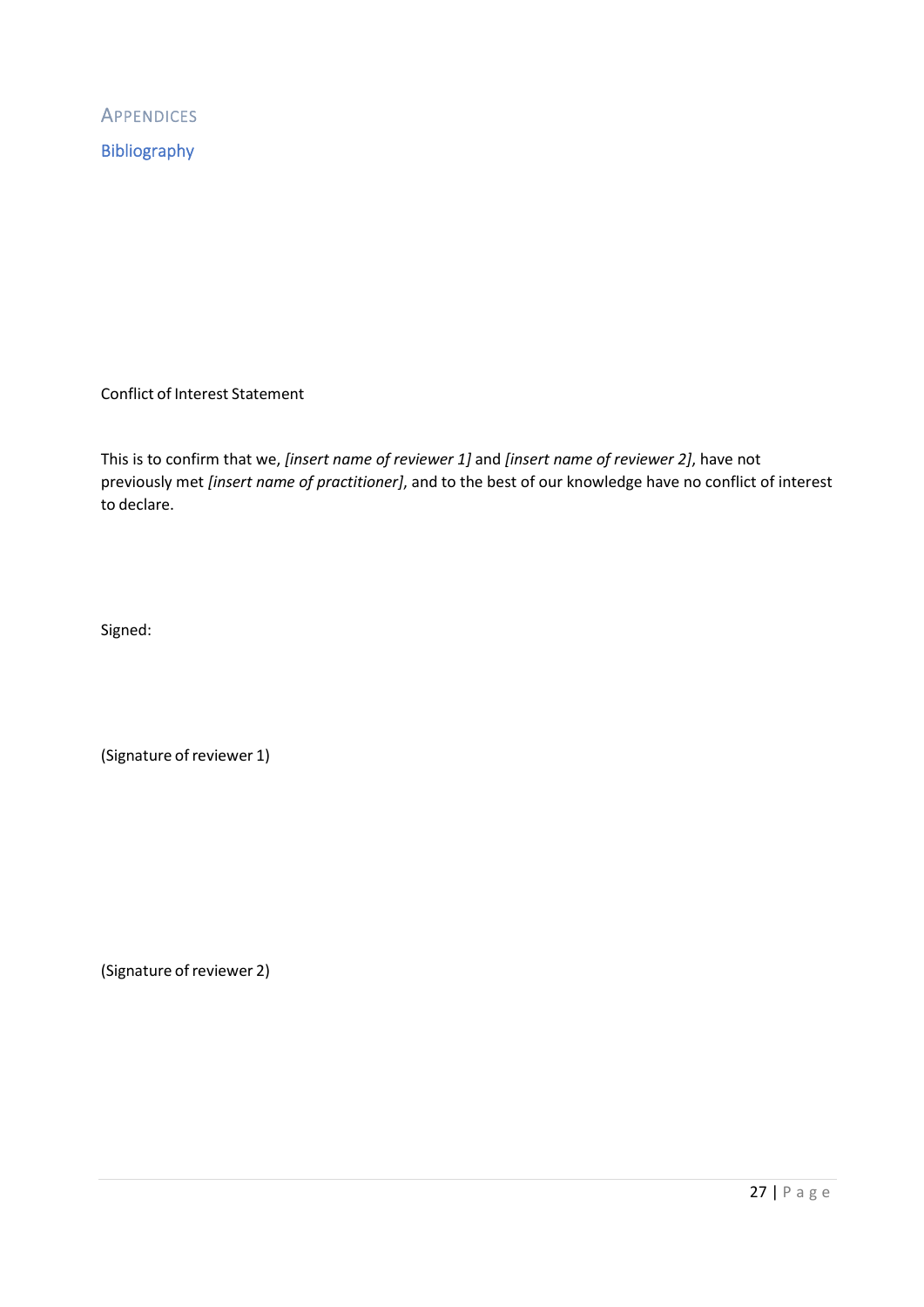# Appendices

## Bibliography

Conflict of Interest Statement

This is to confirm that we, *[insert name of reviewer 1]* and *[insert name of reviewer 2]*, have not previously met *[insert name of practitioner]*, and to the best of our knowledge have no conflict of interest to declare.

Signed:

(Signature of reviewer 1)

(Signature of reviewer 2)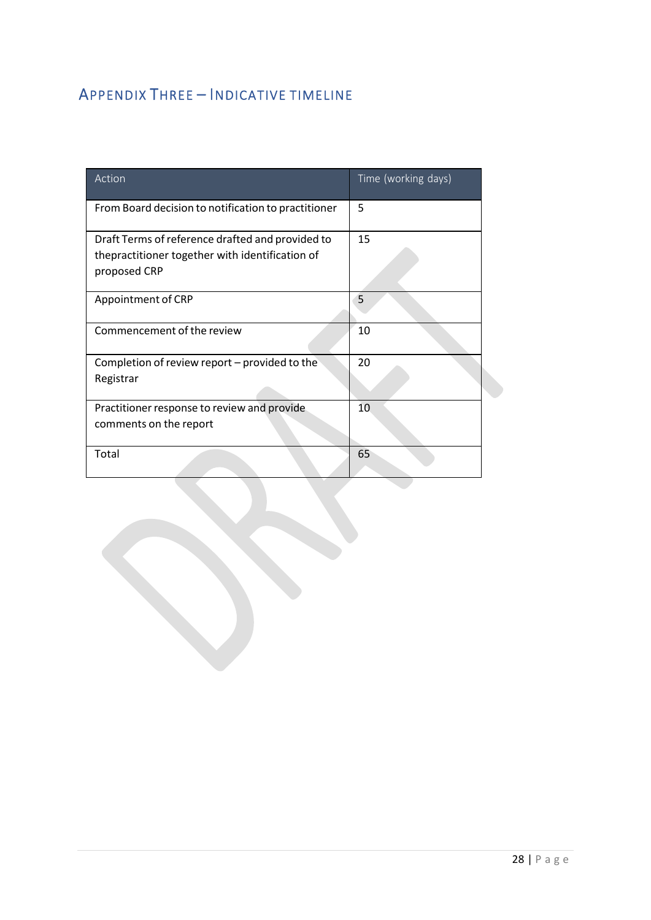## Appendix Three – Indicative timeline

| Action | Time (working days) |
|---|---|
| From Board decision to notification to practitioner | 5 |
| Draft Terms of reference drafted and provided to thepractitioner together with identification of proposed CRP | 15 |
| Appointment of CRP | 5 |
| Commencement of the review | 10 |
| Completion of review report – provided to the Registrar | 20 |
| Practitioner response to review and provide comments on the report | 10 |
| Total | 65 |